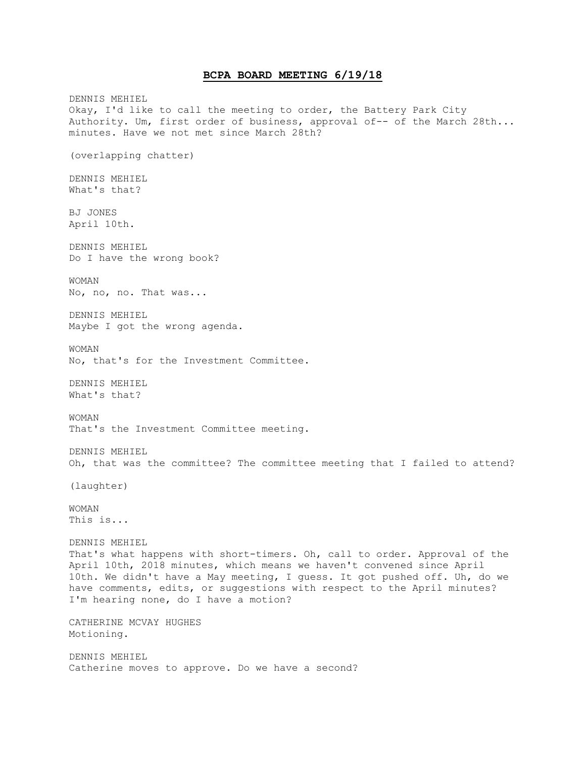# **BCPA BOARD MEETING 6/19/18**

DENNIS MEHIEL
Okay, I'd like to call the meeting to order, the Battery Park City Authority. Um, first order of business, approval of-- of the March 28th... minutes. Have we not met since March 28th?

(overlapping chatter)

DENNIS MEHIEL
What's that?

BJ JONES
April 10th.

DENNIS MEHIEL
Do I have the wrong book?

WOMAN
No, no, no. That was...

DENNIS MEHIEL
Maybe I got the wrong agenda.

WOMAN
No, that's for the Investment Committee.

DENNIS MEHIEL
What's that?

WOMAN
That's the Investment Committee meeting.

DENNIS MEHIEL
Oh, that was the committee? The committee meeting that I failed to attend?

(laughter)

WOMAN
This is...

DENNIS MEHIEL
That's what happens with short-timers. Oh, call to order. Approval of the April 10th, 2018 minutes, which means we haven't convened since April 10th. We didn't have a May meeting, I guess. It got pushed off. Uh, do we have comments, edits, or suggestions with respect to the April minutes? I'm hearing none, do I have a motion?

CATHERINE MCVAY HUGHES
Motioning.

DENNIS MEHIEL
Catherine moves to approve. Do we have a second?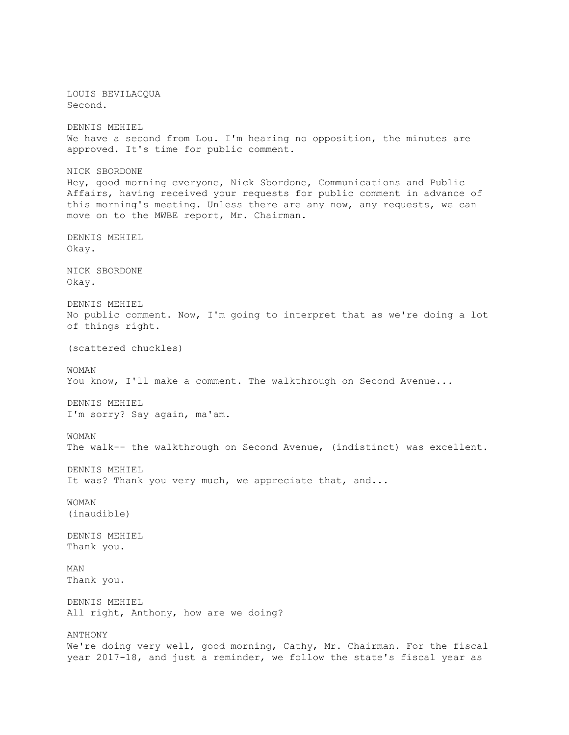LOUIS BEVILACQUA
Second.

DENNIS MEHIEL
We have a second from Lou. I'm hearing no opposition, the minutes are approved. It's time for public comment.

NICK SBORDONE
Hey, good morning everyone, Nick Sbordone, Communications and Public Affairs, having received your requests for public comment in advance of this morning's meeting. Unless there are any now, any requests, we can move on to the MWBE report, Mr. Chairman.

DENNIS MEHIEL
Okay.

NICK SBORDONE
Okay.

DENNIS MEHIEL
No public comment. Now, I'm going to interpret that as we're doing a lot of things right.

(scattered chuckles)

WOMAN
You know, I'll make a comment. The walkthrough on Second Avenue...

DENNIS MEHIEL
I'm sorry? Say again, ma'am.

WOMAN
The walk-- the walkthrough on Second Avenue, (indistinct) was excellent.

DENNIS MEHIEL
It was? Thank you very much, we appreciate that, and...

WOMAN
(inaudible)

DENNIS MEHIEL
Thank you.

MAN
Thank you.

DENNIS MEHIEL
All right, Anthony, how are we doing?

ANTHONY
We're doing very well, good morning, Cathy, Mr. Chairman. For the fiscal year 2017-18, and just a reminder, we follow the state's fiscal year as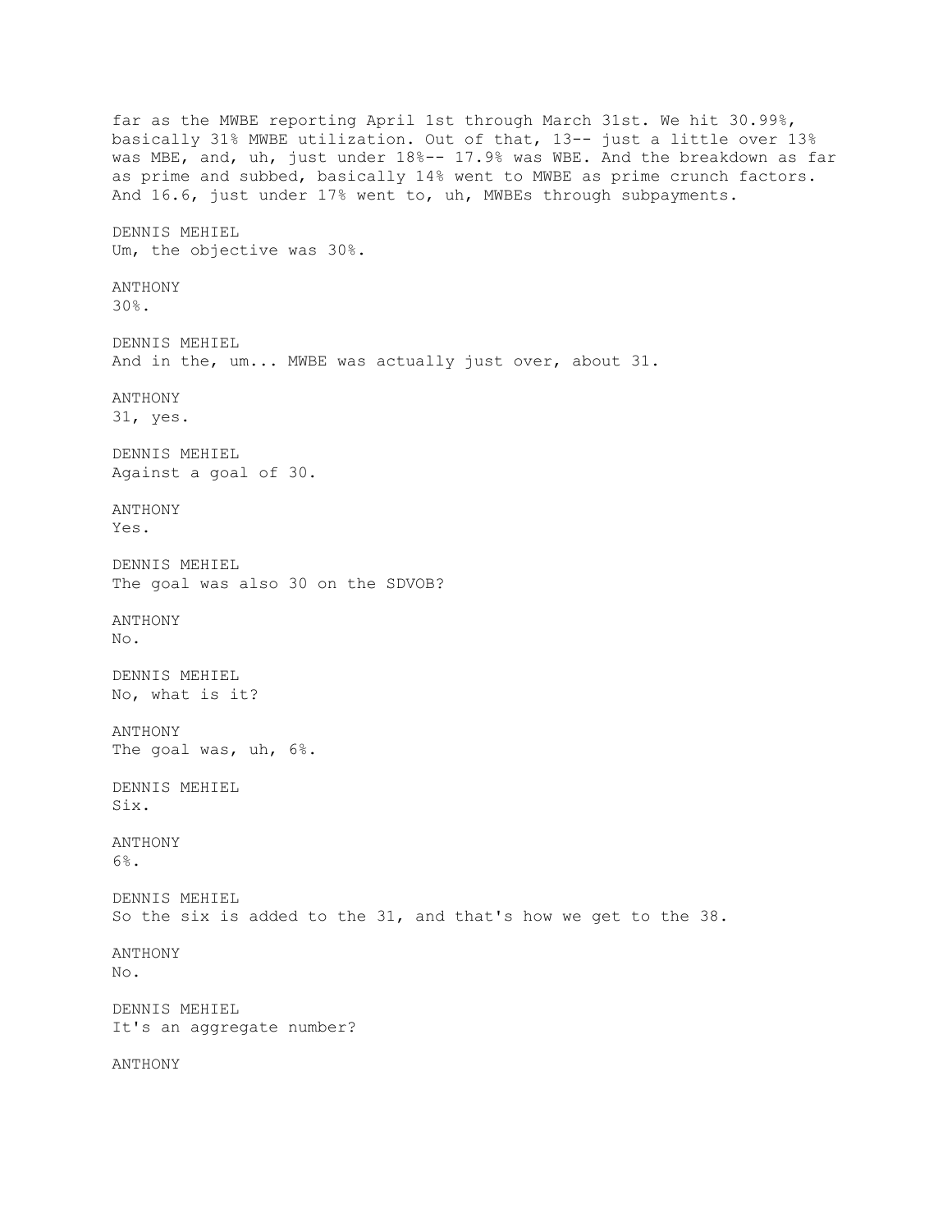far as the MWBE reporting April 1st through March 31st. We hit 30.99%, basically 31% MWBE utilization. Out of that, 13-- just a little over 13% was MBE, and, uh, just under 18%-- 17.9% was WBE. And the breakdown as far as prime and subbed, basically 14% went to MWBE as prime crunch factors. And 16.6, just under 17% went to, uh, MWBEs through subpayments.

DENNIS MEHIEL
Um, the objective was 30%.

ANTHONY
30%.

DENNIS MEHIEL
And in the, um... MWBE was actually just over, about 31.

ANTHONY
31, yes.

DENNIS MEHIEL
Against a goal of 30.

ANTHONY
Yes.

DENNIS MEHIEL
The goal was also 30 on the SDVOB?

ANTHONY
No.

DENNIS MEHIEL
No, what is it?

ANTHONY
The goal was, uh, 6%.

DENNIS MEHIEL
Six.

ANTHONY
6%.

DENNIS MEHIEL
So the six is added to the 31, and that's how we get to the 38.

ANTHONY
No.

DENNIS MEHIEL
It's an aggregate number?

ANTHONY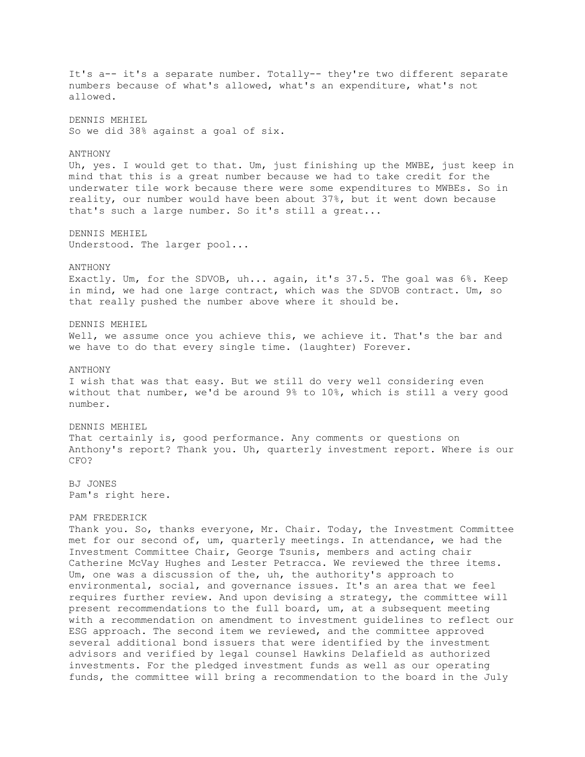It's a-- it's a separate number. Totally-- they're two different separate numbers because of what's allowed, what's an expenditure, what's not allowed.

DENNIS MEHIEL
So we did 38% against a goal of six.

ANTHONY
Uh, yes. I would get to that. Um, just finishing up the MWBE, just keep in mind that this is a great number because we had to take credit for the underwater tile work because there were some expenditures to MWBEs. So in reality, our number would have been about 37%, but it went down because that's such a large number. So it's still a great...

DENNIS MEHIEL
Understood. The larger pool...

ANTHONY
Exactly. Um, for the SDVOB, uh... again, it's 37.5. The goal was 6%. Keep in mind, we had one large contract, which was the SDVOB contract. Um, so that really pushed the number above where it should be.

DENNIS MEHIEL
Well, we assume once you achieve this, we achieve it. That's the bar and we have to do that every single time. (laughter) Forever.

ANTHONY
I wish that was that easy. But we still do very well considering even without that number, we'd be around 9% to 10%, which is still a very good number.

DENNIS MEHIEL
That certainly is, good performance. Any comments or questions on Anthony's report? Thank you. Uh, quarterly investment report. Where is our CFO?

BJ JONES
Pam's right here.

PAM FREDERICK
Thank you. So, thanks everyone, Mr. Chair. Today, the Investment Committee met for our second of, um, quarterly meetings. In attendance, we had the Investment Committee Chair, George Tsunis, members and acting chair Catherine McVay Hughes and Lester Petracca. We reviewed the three items. Um, one was a discussion of the, uh, the authority's approach to environmental, social, and governance issues. It's an area that we feel requires further review. And upon devising a strategy, the committee will present recommendations to the full board, um, at a subsequent meeting with a recommendation on amendment to investment guidelines to reflect our ESG approach. The second item we reviewed, and the committee approved several additional bond issuers that were identified by the investment advisors and verified by legal counsel Hawkins Delafield as authorized investments. For the pledged investment funds as well as our operating funds, the committee will bring a recommendation to the board in the July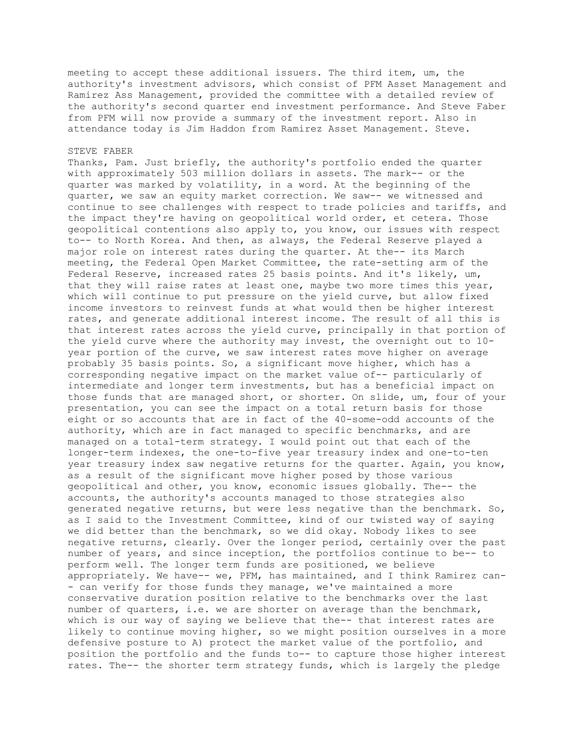meeting to accept these additional issuers. The third item, um, the authority's investment advisors, which consist of PFM Asset Management and Ramirez Ass Management, provided the committee with a detailed review of the authority's second quarter end investment performance. And Steve Faber from PFM will now provide a summary of the investment report. Also in attendance today is Jim Haddon from Ramirez Asset Management. Steve.

STEVE FABER

Thanks, Pam. Just briefly, the authority's portfolio ended the quarter with approximately 503 million dollars in assets. The mark-- or the quarter was marked by volatility, in a word. At the beginning of the quarter, we saw an equity market correction. We saw-- we witnessed and continue to see challenges with respect to trade policies and tariffs, and the impact they're having on geopolitical world order, et cetera. Those geopolitical contentions also apply to, you know, our issues with respect to-- to North Korea. And then, as always, the Federal Reserve played a major role on interest rates during the quarter. At the-- its March meeting, the Federal Open Market Committee, the rate-setting arm of the Federal Reserve, increased rates 25 basis points. And it's likely, um, that they will raise rates at least one, maybe two more times this year, which will continue to put pressure on the yield curve, but allow fixed income investors to reinvest funds at what would then be higher interest rates, and generate additional interest income. The result of all this is that interest rates across the yield curve, principally in that portion of the yield curve where the authority may invest, the overnight out to 10-year portion of the curve, we saw interest rates move higher on average probably 35 basis points. So, a significant move higher, which has a corresponding negative impact on the market value of-- particularly of intermediate and longer term investments, but has a beneficial impact on those funds that are managed short, or shorter. On slide, um, four of your presentation, you can see the impact on a total return basis for those eight or so accounts that are in fact of the 40-some-odd accounts of the authority, which are in fact managed to specific benchmarks, and are managed on a total-term strategy. I would point out that each of the longer-term indexes, the one-to-five year treasury index and one-to-ten year treasury index saw negative returns for the quarter. Again, you know, as a result of the significant move higher posed by those various geopolitical and other, you know, economic issues globally. The-- the accounts, the authority's accounts managed to those strategies also generated negative returns, but were less negative than the benchmark. So, as I said to the Investment Committee, kind of our twisted way of saying we did better than the benchmark, so we did okay. Nobody likes to see negative returns, clearly. Over the longer period, certainly over the past number of years, and since inception, the portfolios continue to be-- to perform well. The longer term funds are positioned, we believe appropriately. We have-- we, PFM, has maintained, and I think Ramirez can-- can verify for those funds they manage, we've maintained a more conservative duration position relative to the benchmarks over the last number of quarters, i.e. we are shorter on average than the benchmark, which is our way of saying we believe that the-- that interest rates are likely to continue moving higher, so we might position ourselves in a more defensive posture to A) protect the market value of the portfolio, and position the portfolio and the funds to-- to capture those higher interest rates. The-- the shorter term strategy funds, which is largely the pledge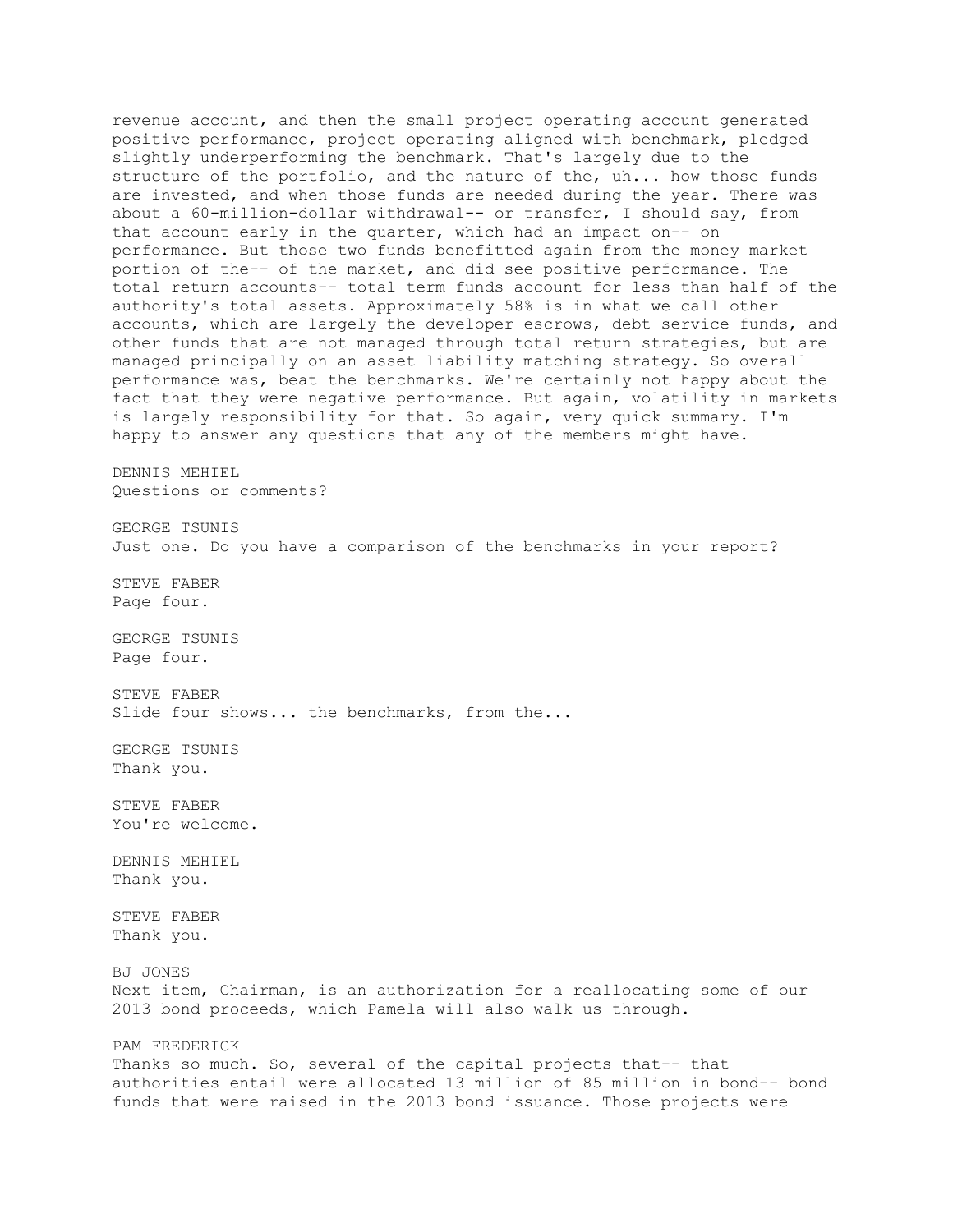revenue account, and then the small project operating account generated positive performance, project operating aligned with benchmark, pledged slightly underperforming the benchmark. That's largely due to the structure of the portfolio, and the nature of the, uh... how those funds are invested, and when those funds are needed during the year. There was about a 60-million-dollar withdrawal-- or transfer, I should say, from that account early in the quarter, which had an impact on-- on performance. But those two funds benefitted again from the money market portion of the-- of the market, and did see positive performance. The total return accounts-- total term funds account for less than half of the authority's total assets. Approximately 58% is in what we call other accounts, which are largely the developer escrows, debt service funds, and other funds that are not managed through total return strategies, but are managed principally on an asset liability matching strategy. So overall performance was, beat the benchmarks. We're certainly not happy about the fact that they were negative performance. But again, volatility in markets is largely responsibility for that. So again, very quick summary. I'm happy to answer any questions that any of the members might have.

DENNIS MEHIEL
Questions or comments?

GEORGE TSUNIS
Just one. Do you have a comparison of the benchmarks in your report?

STEVE FABER
Page four.

GEORGE TSUNIS
Page four.

STEVE FABER
Slide four shows... the benchmarks, from the...

GEORGE TSUNIS
Thank you.

STEVE FABER
You're welcome.

DENNIS MEHIEL
Thank you.

STEVE FABER
Thank you.

BJ JONES
Next item, Chairman, is an authorization for a reallocating some of our 2013 bond proceeds, which Pamela will also walk us through.

PAM FREDERICK
Thanks so much. So, several of the capital projects that-- that authorities entail were allocated 13 million of 85 million in bond-- bond funds that were raised in the 2013 bond issuance. Those projects were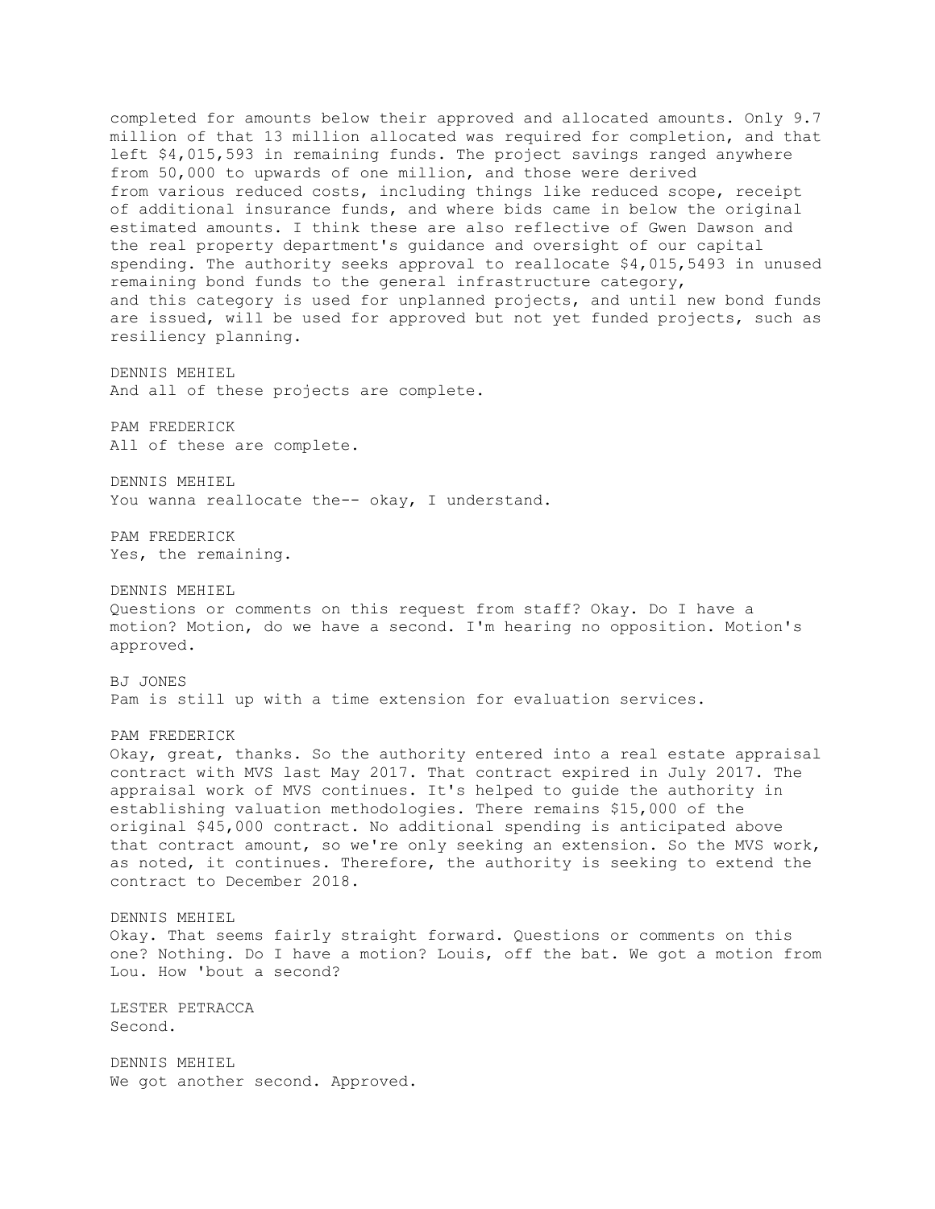completed for amounts below their approved and allocated amounts. Only 9.7 million of that 13 million allocated was required for completion, and that left $4,015,593 in remaining funds. The project savings ranged anywhere from 50,000 to upwards of one million, and those were derived from various reduced costs, including things like reduced scope, receipt of additional insurance funds, and where bids came in below the original estimated amounts. I think these are also reflective of Gwen Dawson and the real property department's guidance and oversight of our capital spending. The authority seeks approval to reallocate $4,015,5493 in unused remaining bond funds to the general infrastructure category, and this category is used for unplanned projects, and until new bond funds are issued, will be used for approved but not yet funded projects, such as resiliency planning.

DENNIS MEHIEL
And all of these projects are complete.

PAM FREDERICK
All of these are complete.

DENNIS MEHIEL
You wanna reallocate the-- okay, I understand.

PAM FREDERICK
Yes, the remaining.

DENNIS MEHIEL
Questions or comments on this request from staff? Okay. Do I have a motion? Motion, do we have a second. I'm hearing no opposition. Motion's approved.

BJ JONES
Pam is still up with a time extension for evaluation services.

PAM FREDERICK
Okay, great, thanks. So the authority entered into a real estate appraisal contract with MVS last May 2017. That contract expired in July 2017. The appraisal work of MVS continues. It's helped to guide the authority in establishing valuation methodologies. There remains $15,000 of the original $45,000 contract. No additional spending is anticipated above that contract amount, so we're only seeking an extension. So the MVS work, as noted, it continues. Therefore, the authority is seeking to extend the contract to December 2018.

DENNIS MEHIEL
Okay. That seems fairly straight forward. Questions or comments on this one? Nothing. Do I have a motion? Louis, off the bat. We got a motion from Lou. How 'bout a second?

LESTER PETRACCA
Second.

DENNIS MEHIEL
We got another second. Approved.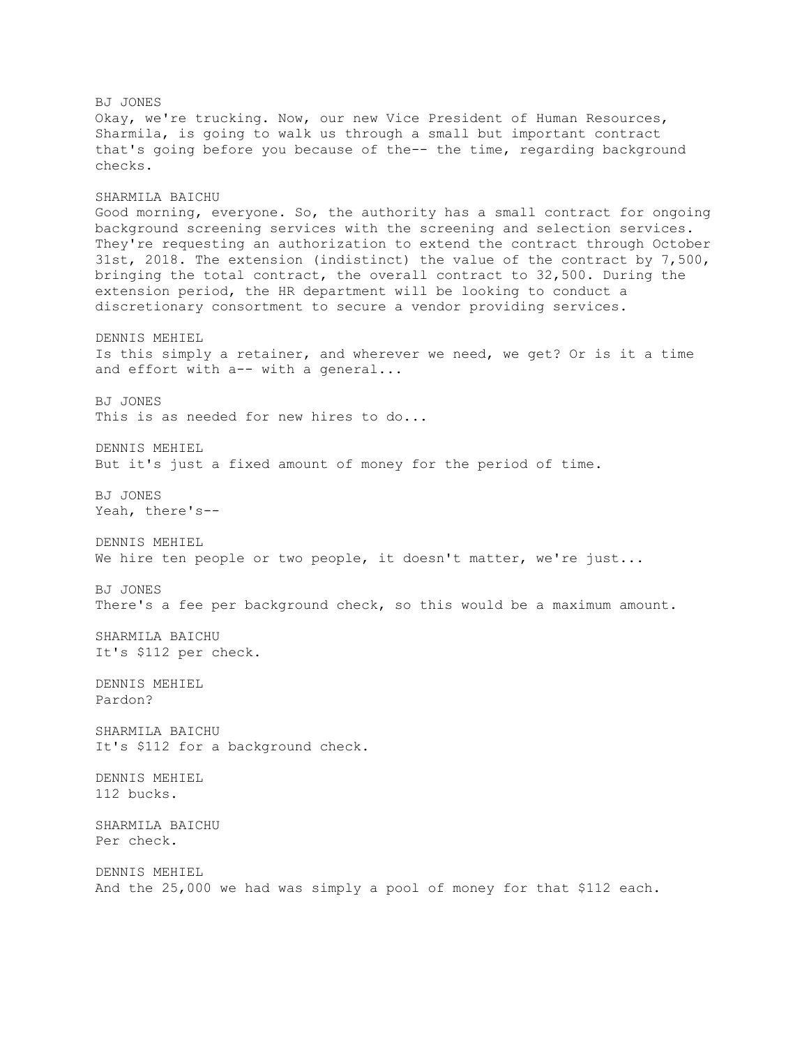BJ JONES
Okay, we're trucking. Now, our new Vice President of Human Resources, Sharmila, is going to walk us through a small but important contract that's going before you because of the-- the time, regarding background checks.

SHARMILA BAICHU
Good morning, everyone. So, the authority has a small contract for ongoing background screening services with the screening and selection services. They're requesting an authorization to extend the contract through October 31st, 2018. The extension (indistinct) the value of the contract by 7,500, bringing the total contract, the overall contract to 32,500. During the extension period, the HR department will be looking to conduct a discretionary consortment to secure a vendor providing services.

DENNIS MEHIEL
Is this simply a retainer, and wherever we need, we get? Or is it a time and effort with a-- with a general...

BJ JONES
This is as needed for new hires to do...

DENNIS MEHIEL
But it's just a fixed amount of money for the period of time.

BJ JONES
Yeah, there's--

DENNIS MEHIEL
We hire ten people or two people, it doesn't matter, we're just...

BJ JONES
There's a fee per background check, so this would be a maximum amount.

SHARMILA BAICHU
It's $112 per check.

DENNIS MEHIEL
Pardon?

SHARMILA BAICHU
It's $112 for a background check.

DENNIS MEHIEL
112 bucks.

SHARMILA BAICHU
Per check.

DENNIS MEHIEL
And the 25,000 we had was simply a pool of money for that $112 each.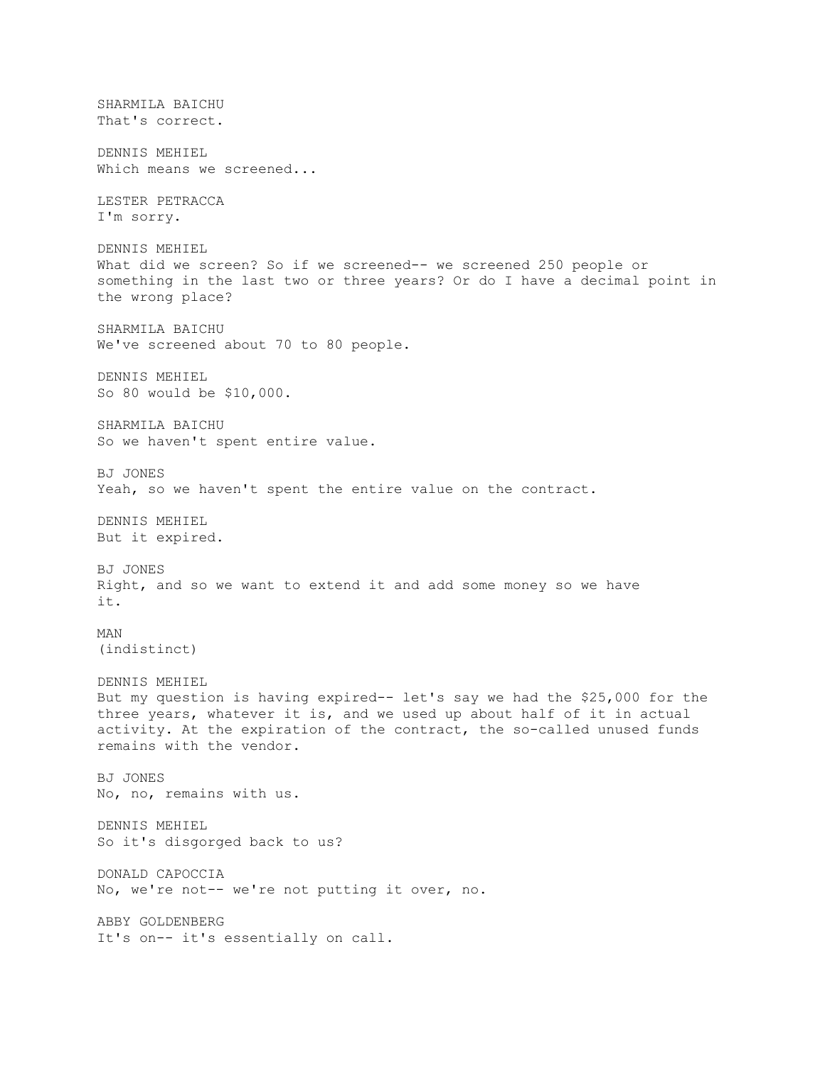SHARMILA BAICHU
That's correct.

DENNIS MEHIEL
Which means we screened...

LESTER PETRACCA
I'm sorry.

DENNIS MEHIEL
What did we screen? So if we screened-- we screened 250 people or something in the last two or three years? Or do I have a decimal point in the wrong place?

SHARMILA BAICHU
We've screened about 70 to 80 people.

DENNIS MEHIEL
So 80 would be $10,000.

SHARMILA BAICHU
So we haven't spent entire value.

BJ JONES
Yeah, so we haven't spent the entire value on the contract.

DENNIS MEHIEL
But it expired.

BJ JONES
Right, and so we want to extend it and add some money so we have it.

MAN
(indistinct)

DENNIS MEHIEL
But my question is having expired-- let's say we had the $25,000 for the three years, whatever it is, and we used up about half of it in actual activity. At the expiration of the contract, the so-called unused funds remains with the vendor.

BJ JONES
No, no, remains with us.

DENNIS MEHIEL
So it's disgorged back to us?

DONALD CAPOCCIA
No, we're not-- we're not putting it over, no.

ABBY GOLDENBERG
It's on-- it's essentially on call.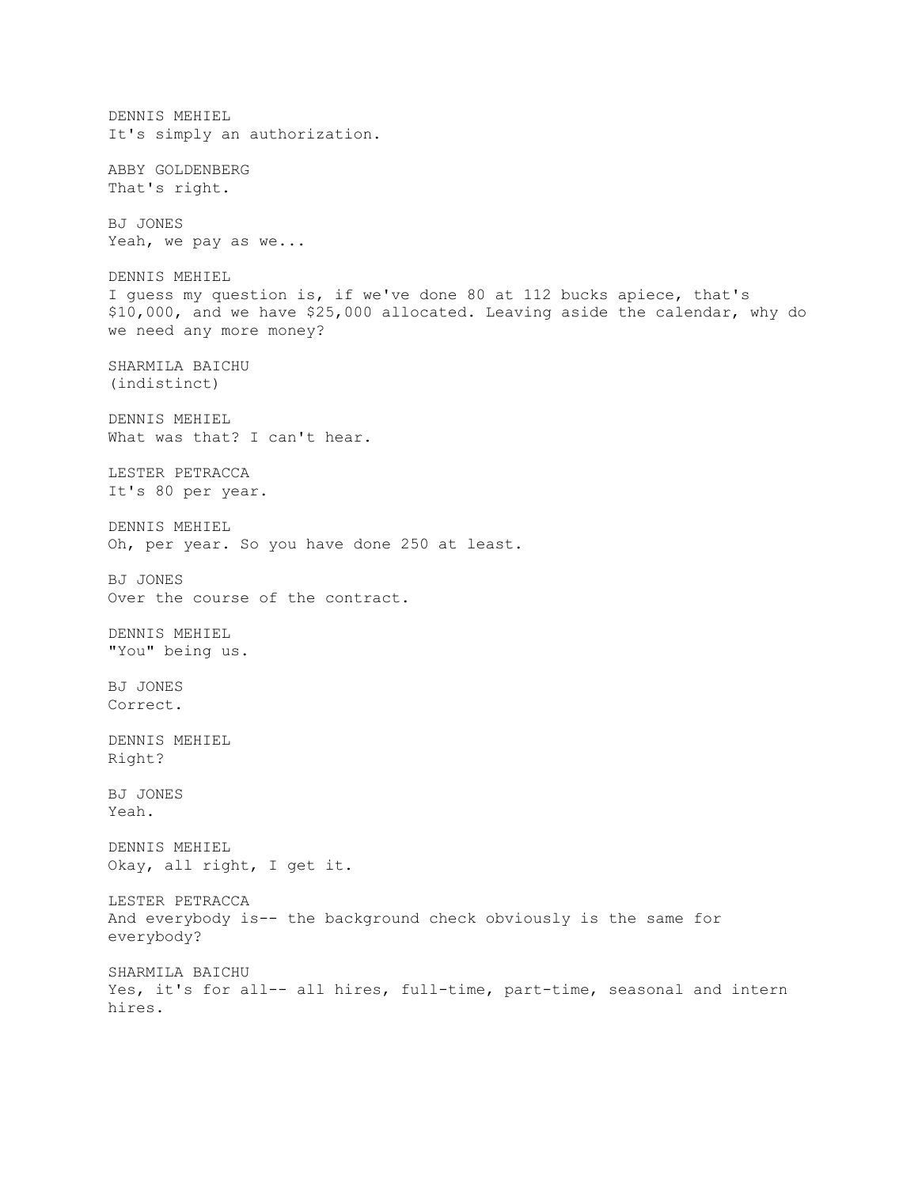DENNIS MEHIEL
It's simply an authorization.

ABBY GOLDENBERG
That's right.

BJ JONES
Yeah, we pay as we...

DENNIS MEHIEL
I guess my question is, if we've done 80 at 112 bucks apiece, that's $10,000, and we have $25,000 allocated. Leaving aside the calendar, why do we need any more money?

SHARMILA BAICHU
(indistinct)

DENNIS MEHIEL
What was that? I can't hear.

LESTER PETRACCA
It's 80 per year.

DENNIS MEHIEL
Oh, per year. So you have done 250 at least.

BJ JONES
Over the course of the contract.

DENNIS MEHIEL
"You" being us.

BJ JONES
Correct.

DENNIS MEHIEL
Right?

BJ JONES
Yeah.

DENNIS MEHIEL
Okay, all right, I get it.

LESTER PETRACCA
And everybody is-- the background check obviously is the same for everybody?

SHARMILA BAICHU
Yes, it's for all-- all hires, full-time, part-time, seasonal and intern hires.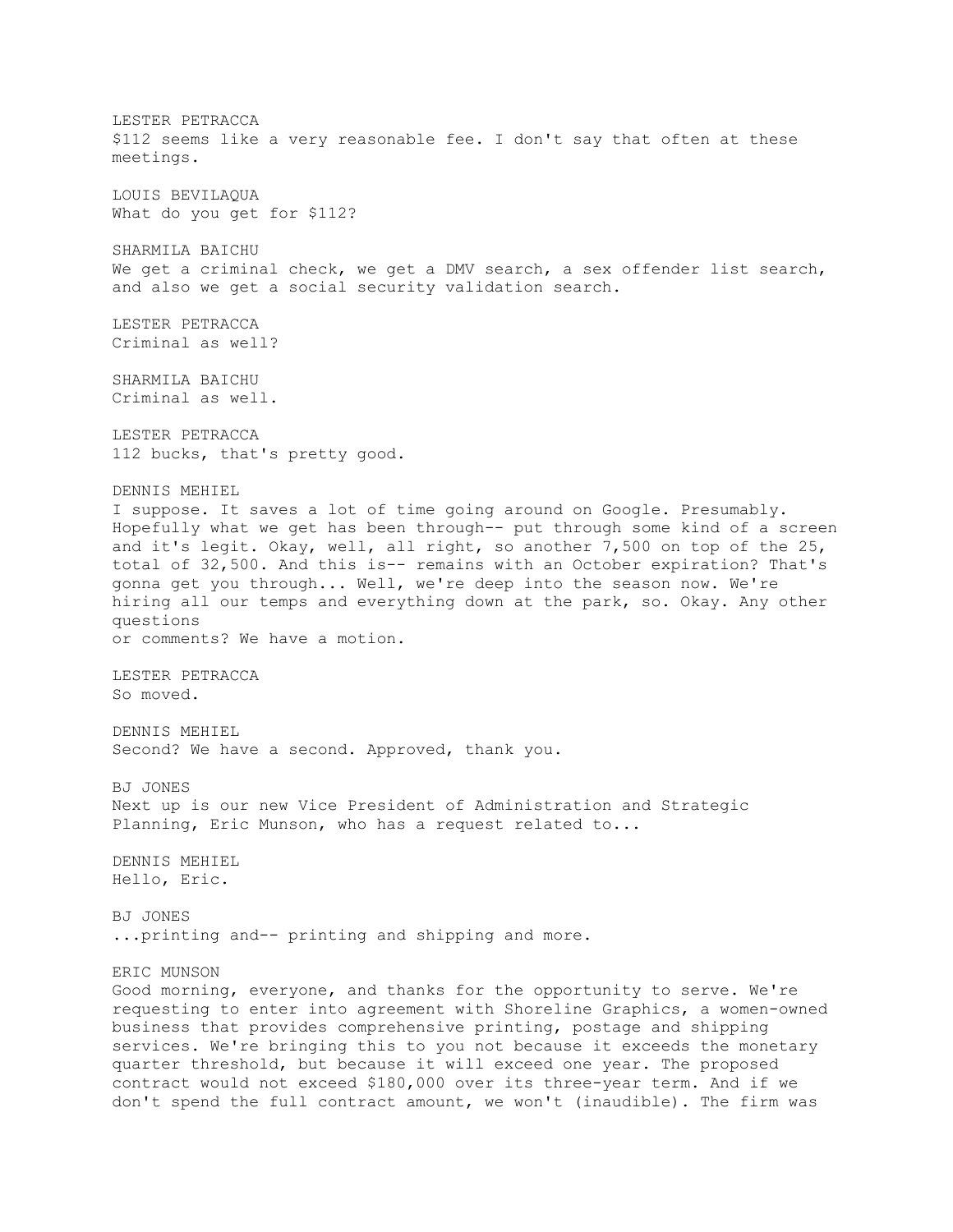LESTER PETRACCA
$112 seems like a very reasonable fee. I don't say that often at these meetings.

LOUIS BEVILAQUA
What do you get for $112?

SHARMILA BAICHU
We get a criminal check, we get a DMV search, a sex offender list search, and also we get a social security validation search.

LESTER PETRACCA
Criminal as well?

SHARMILA BAICHU
Criminal as well.

LESTER PETRACCA
112 bucks, that's pretty good.

DENNIS MEHIEL
I suppose. It saves a lot of time going around on Google. Presumably. Hopefully what we get has been through-- put through some kind of a screen and it's legit. Okay, well, all right, so another 7,500 on top of the 25, total of 32,500. And this is-- remains with an October expiration? That's gonna get you through... Well, we're deep into the season now. We're hiring all our temps and everything down at the park, so. Okay. Any other questions
or comments? We have a motion.

LESTER PETRACCA
So moved.

DENNIS MEHIEL
Second? We have a second. Approved, thank you.

BJ JONES
Next up is our new Vice President of Administration and Strategic Planning, Eric Munson, who has a request related to...

DENNIS MEHIEL
Hello, Eric.

BJ JONES
...printing and-- printing and shipping and more.

ERIC MUNSON
Good morning, everyone, and thanks for the opportunity to serve. We're requesting to enter into agreement with Shoreline Graphics, a women-owned business that provides comprehensive printing, postage and shipping services. We're bringing this to you not because it exceeds the monetary quarter threshold, but because it will exceed one year. The proposed contract would not exceed $180,000 over its three-year term. And if we don't spend the full contract amount, we won't (inaudible). The firm was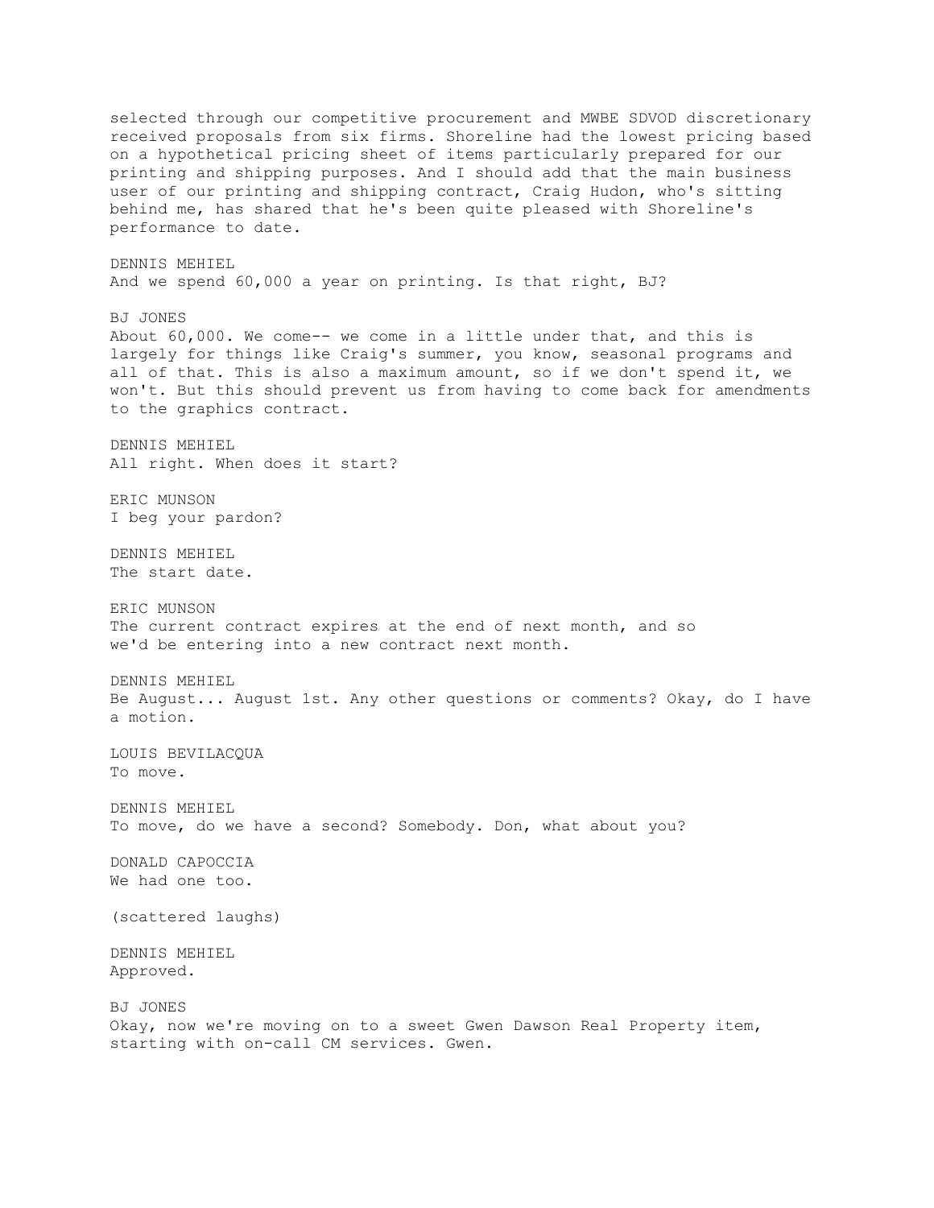selected through our competitive procurement and MWBE SDVOD discretionary received proposals from six firms. Shoreline had the lowest pricing based on a hypothetical pricing sheet of items particularly prepared for our printing and shipping purposes. And I should add that the main business user of our printing and shipping contract, Craig Hudon, who's sitting behind me, has shared that he's been quite pleased with Shoreline's performance to date.

DENNIS MEHIEL
And we spend 60,000 a year on printing. Is that right, BJ?

BJ JONES
About 60,000. We come-- we come in a little under that, and this is largely for things like Craig's summer, you know, seasonal programs and all of that. This is also a maximum amount, so if we don't spend it, we won't. But this should prevent us from having to come back for amendments to the graphics contract.

DENNIS MEHIEL
All right. When does it start?

ERIC MUNSON
I beg your pardon?

DENNIS MEHIEL
The start date.

ERIC MUNSON
The current contract expires at the end of next month, and so we'd be entering into a new contract next month.

DENNIS MEHIEL
Be August... August 1st. Any other questions or comments? Okay, do I have a motion.

LOUIS BEVILACQUA
To move.

DENNIS MEHIEL
To move, do we have a second? Somebody. Don, what about you?

DONALD CAPOCCIA
We had one too.

(scattered laughs)

DENNIS MEHIEL
Approved.

BJ JONES
Okay, now we're moving on to a sweet Gwen Dawson Real Property item, starting with on-call CM services. Gwen.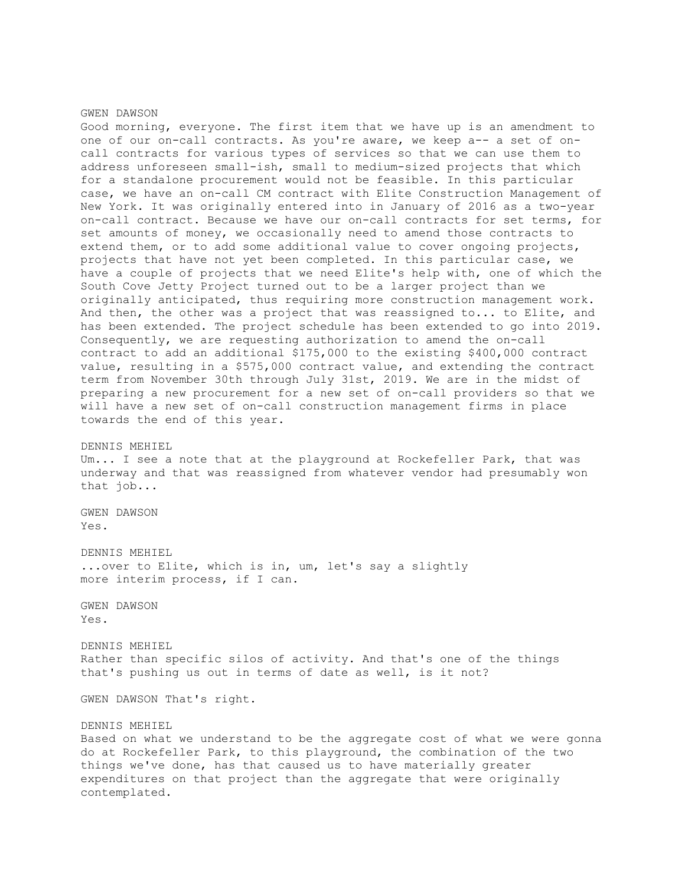GWEN DAWSON

Good morning, everyone. The first item that we have up is an amendment to one of our on-call contracts. As you're aware, we keep a-- a set of on-call contracts for various types of services so that we can use them to address unforeseen small-ish, small to medium-sized projects that which for a standalone procurement would not be feasible. In this particular case, we have an on-call CM contract with Elite Construction Management of New York. It was originally entered into in January of 2016 as a two-year on-call contract. Because we have our on-call contracts for set terms, for set amounts of money, we occasionally need to amend those contracts to extend them, or to add some additional value to cover ongoing projects, projects that have not yet been completed. In this particular case, we have a couple of projects that we need Elite's help with, one of which the South Cove Jetty Project turned out to be a larger project than we originally anticipated, thus requiring more construction management work. And then, the other was a project that was reassigned to... to Elite, and has been extended. The project schedule has been extended to go into 2019. Consequently, we are requesting authorization to amend the on-call contract to add an additional $175,000 to the existing $400,000 contract value, resulting in a $575,000 contract value, and extending the contract term from November 30th through July 31st, 2019. We are in the midst of preparing a new procurement for a new set of on-call providers so that we will have a new set of on-call construction management firms in place towards the end of this year.

DENNIS MEHIEL

Um... I see a note that at the playground at Rockefeller Park, that was underway and that was reassigned from whatever vendor had presumably won that job...

GWEN DAWSON

Yes.

DENNIS MEHIEL

...over to Elite, which is in, um, let's say a slightly more interim process, if I can.

GWEN DAWSON

Yes.

DENNIS MEHIEL

Rather than specific silos of activity. And that's one of the things that's pushing us out in terms of date as well, is it not?

GWEN DAWSON That's right.

DENNIS MEHIEL

Based on what we understand to be the aggregate cost of what we were gonna do at Rockefeller Park, to this playground, the combination of the two things we've done, has that caused us to have materially greater expenditures on that project than the aggregate that were originally contemplated.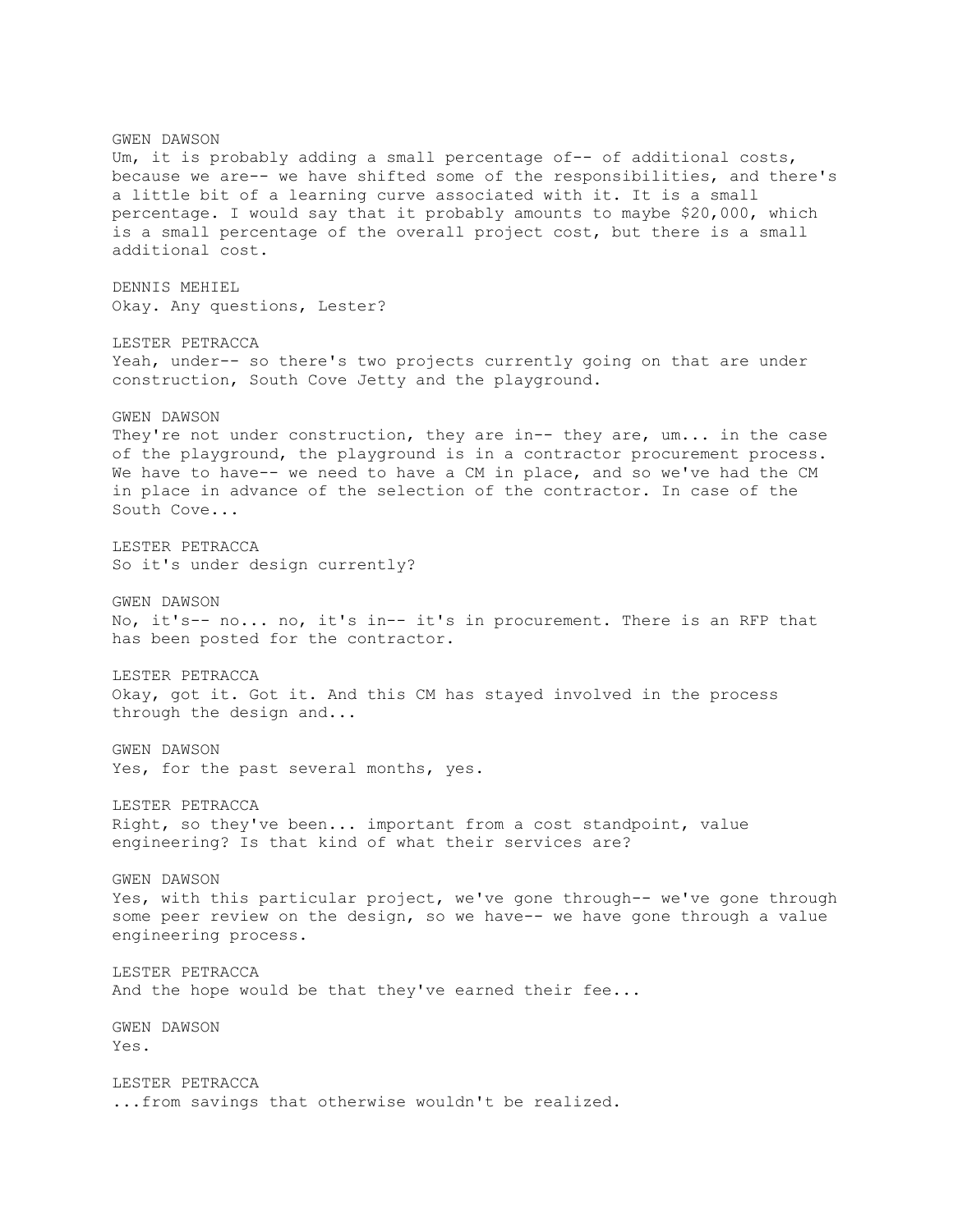GWEN DAWSON

Um, it is probably adding a small percentage of-- of additional costs, because we are-- we have shifted some of the responsibilities, and there's a little bit of a learning curve associated with it. It is a small percentage. I would say that it probably amounts to maybe $20,000, which is a small percentage of the overall project cost, but there is a small additional cost.

DENNIS MEHIEL

Okay. Any questions, Lester?

LESTER PETRACCA

Yeah, under-- so there's two projects currently going on that are under construction, South Cove Jetty and the playground.

GWEN DAWSON

They're not under construction, they are in-- they are, um... in the case of the playground, the playground is in a contractor procurement process. We have to have-- we need to have a CM in place, and so we've had the CM in place in advance of the selection of the contractor. In case of the South Cove...

LESTER PETRACCA

So it's under design currently?

GWEN DAWSON

No, it's-- no... no, it's in-- it's in procurement. There is an RFP that has been posted for the contractor.

LESTER PETRACCA

Okay, got it. Got it. And this CM has stayed involved in the process through the design and...

GWEN DAWSON

Yes, for the past several months, yes.

LESTER PETRACCA

Right, so they've been... important from a cost standpoint, value engineering? Is that kind of what their services are?

GWEN DAWSON

Yes, with this particular project, we've gone through-- we've gone through some peer review on the design, so we have-- we have gone through a value engineering process.

LESTER PETRACCA

And the hope would be that they've earned their fee...

GWEN DAWSON

Yes.

LESTER PETRACCA

...from savings that otherwise wouldn't be realized.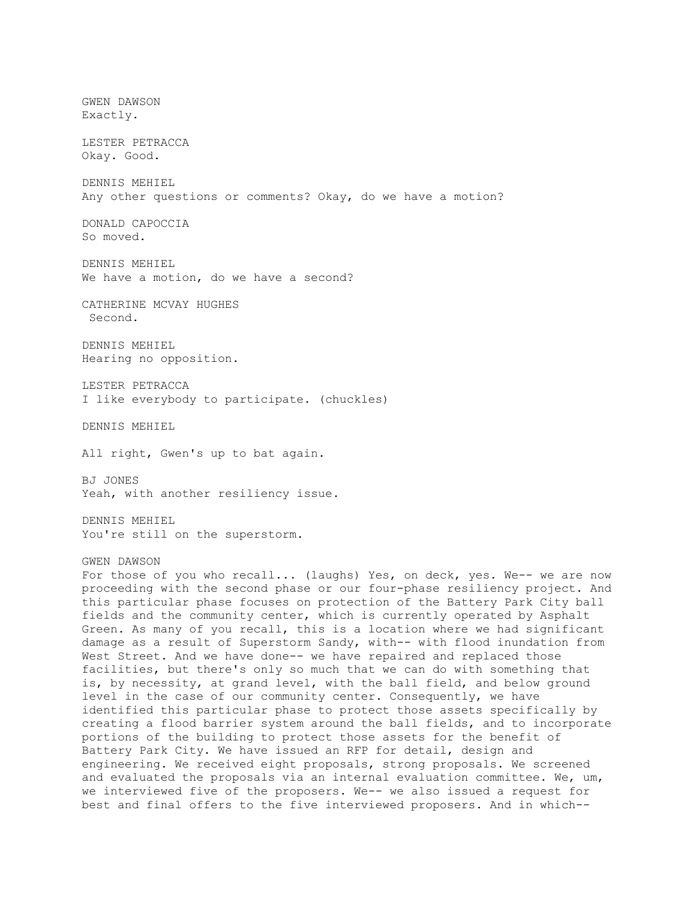GWEN DAWSON
Exactly.

LESTER PETRACCA
Okay. Good.

DENNIS MEHIEL
Any other questions or comments? Okay, do we have a motion?

DONALD CAPOCCIA
So moved.

DENNIS MEHIEL
We have a motion, do we have a second?

CATHERINE MCVAY HUGHES
Second.

DENNIS MEHIEL
Hearing no opposition.

LESTER PETRACCA
I like everybody to participate. (chuckles)

DENNIS MEHIEL

All right, Gwen's up to bat again.

BJ JONES
Yeah, with another resiliency issue.

DENNIS MEHIEL
You're still on the superstorm.

GWEN DAWSON
For those of you who recall... (laughs) Yes, on deck, yes. We-- we are now proceeding with the second phase or our four-phase resiliency project. And this particular phase focuses on protection of the Battery Park City ball fields and the community center, which is currently operated by Asphalt Green. As many of you recall, this is a location where we had significant damage as a result of Superstorm Sandy, with-- with flood inundation from West Street. And we have done-- we have repaired and replaced those facilities, but there's only so much that we can do with something that is, by necessity, at grand level, with the ball field, and below ground level in the case of our community center. Consequently, we have identified this particular phase to protect those assets specifically by creating a flood barrier system around the ball fields, and to incorporate portions of the building to protect those assets for the benefit of Battery Park City. We have issued an RFP for detail, design and engineering. We received eight proposals, strong proposals. We screened and evaluated the proposals via an internal evaluation committee. We, um, we interviewed five of the proposers. We-- we also issued a request for best and final offers to the five interviewed proposers. And in which--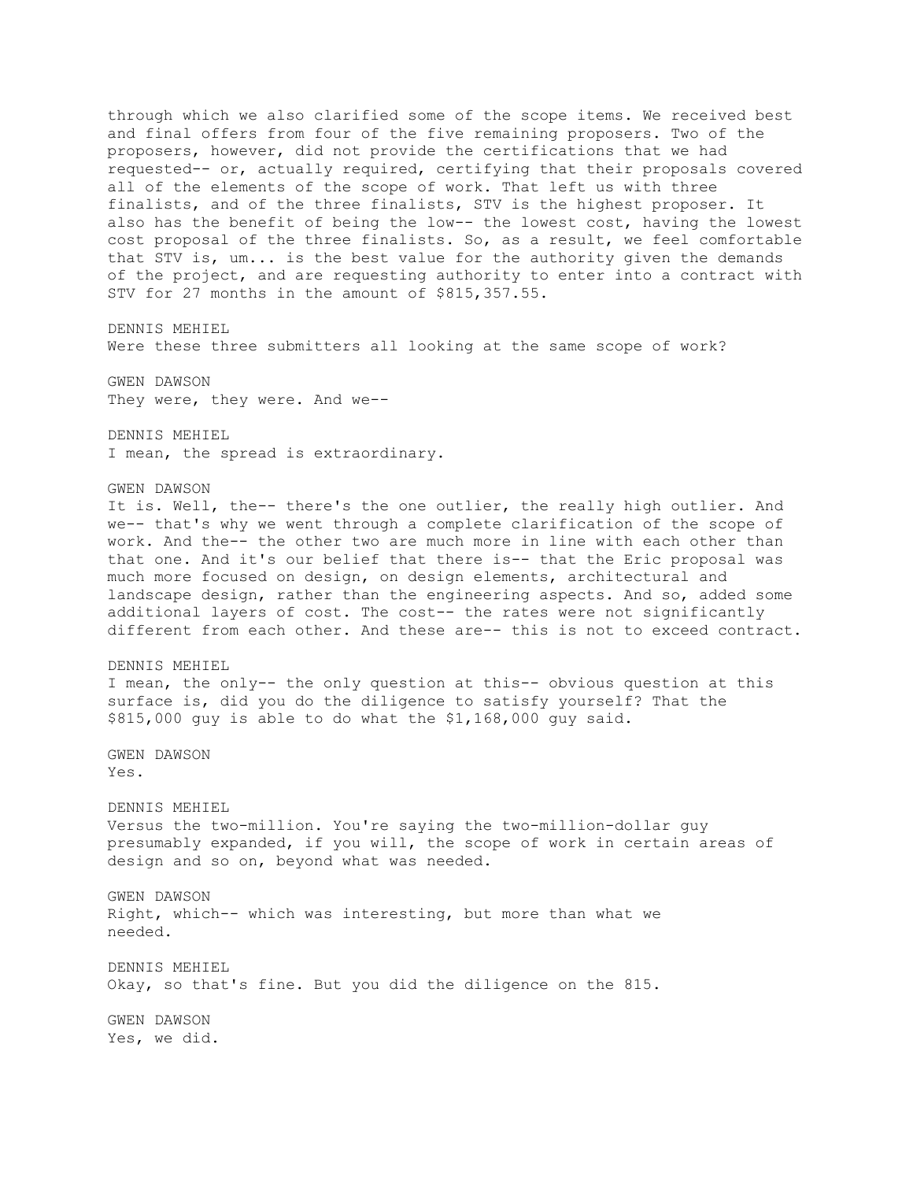through which we also clarified some of the scope items. We received best and final offers from four of the five remaining proposers. Two of the proposers, however, did not provide the certifications that we had requested-- or, actually required, certifying that their proposals covered all of the elements of the scope of work. That left us with three finalists, and of the three finalists, STV is the highest proposer. It also has the benefit of being the low-- the lowest cost, having the lowest cost proposal of the three finalists. So, as a result, we feel comfortable that STV is, um... is the best value for the authority given the demands of the project, and are requesting authority to enter into a contract with STV for 27 months in the amount of $815,357.55.

DENNIS MEHIEL
Were these three submitters all looking at the same scope of work?

GWEN DAWSON
They were, they were. And we--

DENNIS MEHIEL
I mean, the spread is extraordinary.

GWEN DAWSON
It is. Well, the-- there's the one outlier, the really high outlier. And we-- that's why we went through a complete clarification of the scope of work. And the-- the other two are much more in line with each other than that one. And it's our belief that there is-- that the Eric proposal was much more focused on design, on design elements, architectural and landscape design, rather than the engineering aspects. And so, added some additional layers of cost. The cost-- the rates were not significantly different from each other. And these are-- this is not to exceed contract.

DENNIS MEHIEL
I mean, the only-- the only question at this-- obvious question at this surface is, did you do the diligence to satisfy yourself? That the $815,000 guy is able to do what the $1,168,000 guy said.

GWEN DAWSON
Yes.

DENNIS MEHIEL
Versus the two-million. You're saying the two-million-dollar guy presumably expanded, if you will, the scope of work in certain areas of design and so on, beyond what was needed.

GWEN DAWSON
Right, which-- which was interesting, but more than what we needed.

DENNIS MEHIEL
Okay, so that's fine. But you did the diligence on the 815.

GWEN DAWSON
Yes, we did.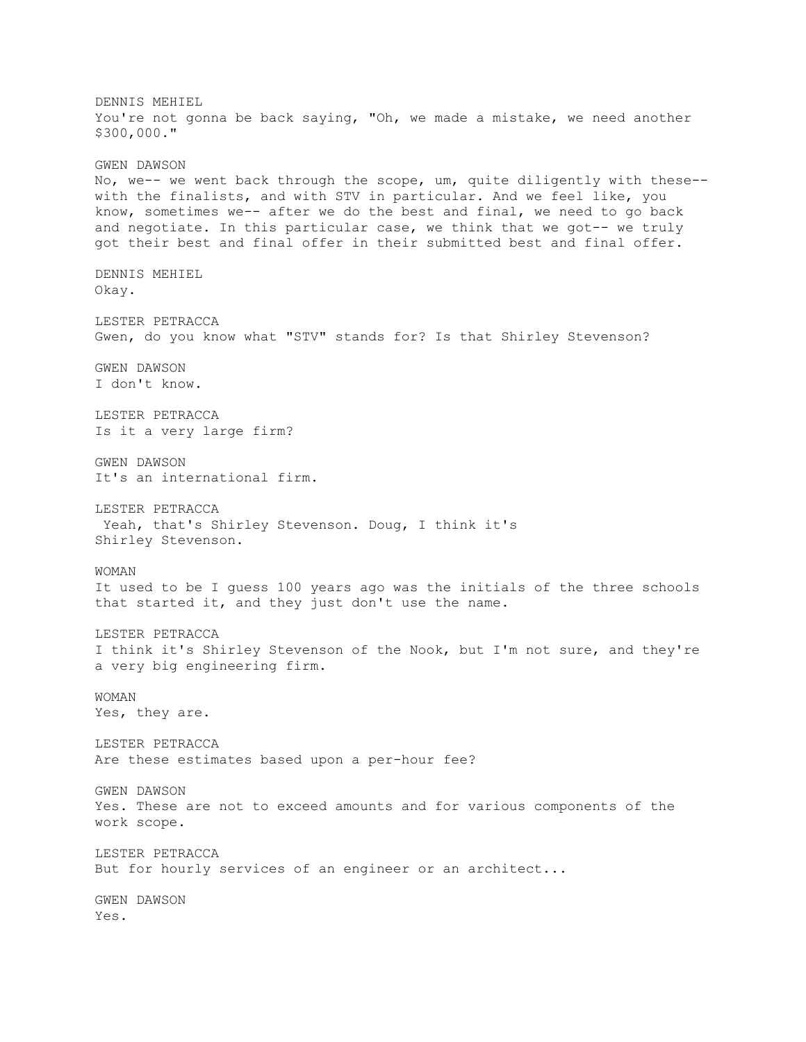DENNIS MEHIEL
You're not gonna be back saying, "Oh, we made a mistake, we need another $300,000."

GWEN DAWSON
No, we-- we went back through the scope, um, quite diligently with these-- with the finalists, and with STV in particular. And we feel like, you know, sometimes we-- after we do the best and final, we need to go back and negotiate. In this particular case, we think that we got-- we truly got their best and final offer in their submitted best and final offer.

DENNIS MEHIEL
Okay.

LESTER PETRACCA
Gwen, do you know what "STV" stands for? Is that Shirley Stevenson?

GWEN DAWSON
I don't know.

LESTER PETRACCA
Is it a very large firm?

GWEN DAWSON
It's an international firm.

LESTER PETRACCA
Yeah, that's Shirley Stevenson. Doug, I think it's Shirley Stevenson.

WOMAN
It used to be I guess 100 years ago was the initials of the three schools that started it, and they just don't use the name.

LESTER PETRACCA
I think it's Shirley Stevenson of the Nook, but I'm not sure, and they're a very big engineering firm.

WOMAN
Yes, they are.

LESTER PETRACCA
Are these estimates based upon a per-hour fee?

GWEN DAWSON
Yes. These are not to exceed amounts and for various components of the work scope.

LESTER PETRACCA
But for hourly services of an engineer or an architect...

GWEN DAWSON
Yes.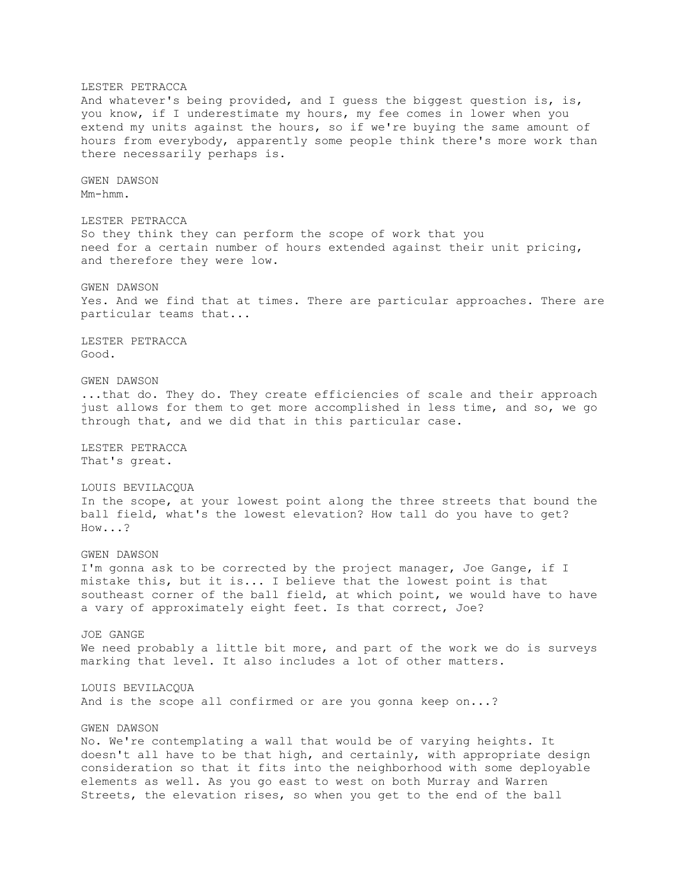LESTER PETRACCA
And whatever's being provided, and I guess the biggest question is, is, you know, if I underestimate my hours, my fee comes in lower when you extend my units against the hours, so if we're buying the same amount of hours from everybody, apparently some people think there's more work than there necessarily perhaps is.

GWEN DAWSON
Mm-hmm.

LESTER PETRACCA
So they think they can perform the scope of work that you need for a certain number of hours extended against their unit pricing, and therefore they were low.

GWEN DAWSON
Yes. And we find that at times. There are particular approaches. There are particular teams that...

LESTER PETRACCA
Good.

GWEN DAWSON
...that do. They do. They create efficiencies of scale and their approach just allows for them to get more accomplished in less time, and so, we go through that, and we did that in this particular case.

LESTER PETRACCA
That's great.

LOUIS BEVILACQUA
In the scope, at your lowest point along the three streets that bound the ball field, what's the lowest elevation? How tall do you have to get? How...?

GWEN DAWSON
I'm gonna ask to be corrected by the project manager, Joe Gange, if I mistake this, but it is... I believe that the lowest point is that southeast corner of the ball field, at which point, we would have to have a vary of approximately eight feet. Is that correct, Joe?

JOE GANGE
We need probably a little bit more, and part of the work we do is surveys marking that level. It also includes a lot of other matters.

LOUIS BEVILACQUA
And is the scope all confirmed or are you gonna keep on...?

GWEN DAWSON
No. We're contemplating a wall that would be of varying heights. It doesn't all have to be that high, and certainly, with appropriate design consideration so that it fits into the neighborhood with some deployable elements as well. As you go east to west on both Murray and Warren Streets, the elevation rises, so when you get to the end of the ball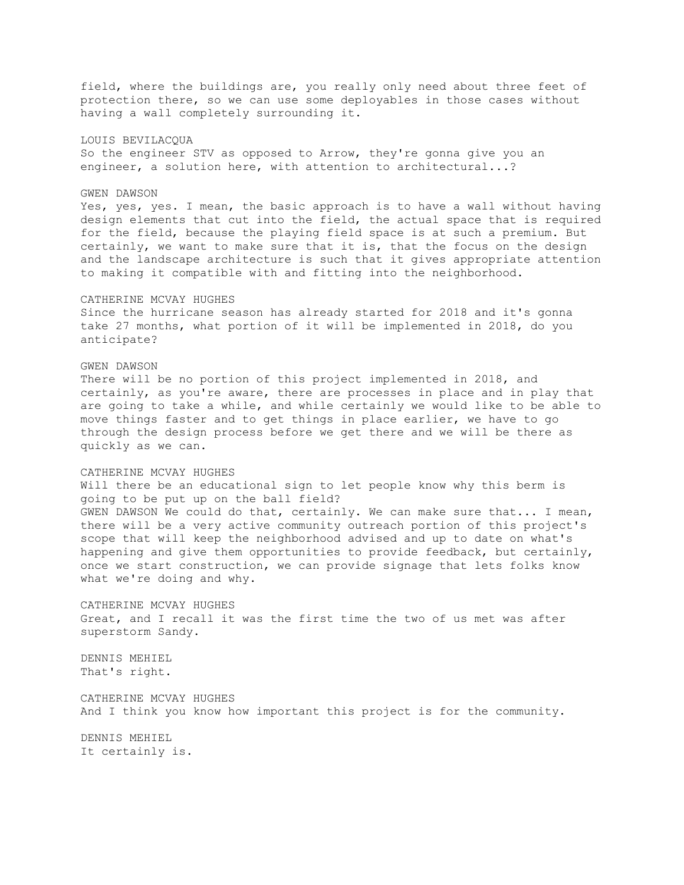field, where the buildings are, you really only need about three feet of protection there, so we can use some deployables in those cases without having a wall completely surrounding it.

LOUIS BEVILACQUA
So the engineer STV as opposed to Arrow, they're gonna give you an engineer, a solution here, with attention to architectural...?

GWEN DAWSON
Yes, yes, yes. I mean, the basic approach is to have a wall without having design elements that cut into the field, the actual space that is required for the field, because the playing field space is at such a premium. But certainly, we want to make sure that it is, that the focus on the design and the landscape architecture is such that it gives appropriate attention to making it compatible with and fitting into the neighborhood.

CATHERINE MCVAY HUGHES
Since the hurricane season has already started for 2018 and it's gonna take 27 months, what portion of it will be implemented in 2018, do you anticipate?

GWEN DAWSON
There will be no portion of this project implemented in 2018, and certainly, as you're aware, there are processes in place and in play that are going to take a while, and while certainly we would like to be able to move things faster and to get things in place earlier, we have to go through the design process before we get there and we will be there as quickly as we can.

CATHERINE MCVAY HUGHES
Will there be an educational sign to let people know why this berm is going to be put up on the ball field?
GWEN DAWSON We could do that, certainly. We can make sure that... I mean, there will be a very active community outreach portion of this project's scope that will keep the neighborhood advised and up to date on what's happening and give them opportunities to provide feedback, but certainly, once we start construction, we can provide signage that lets folks know what we're doing and why.

CATHERINE MCVAY HUGHES
Great, and I recall it was the first time the two of us met was after superstorm Sandy.

DENNIS MEHIEL
That's right.

CATHERINE MCVAY HUGHES
And I think you know how important this project is for the community.

DENNIS MEHIEL
It certainly is.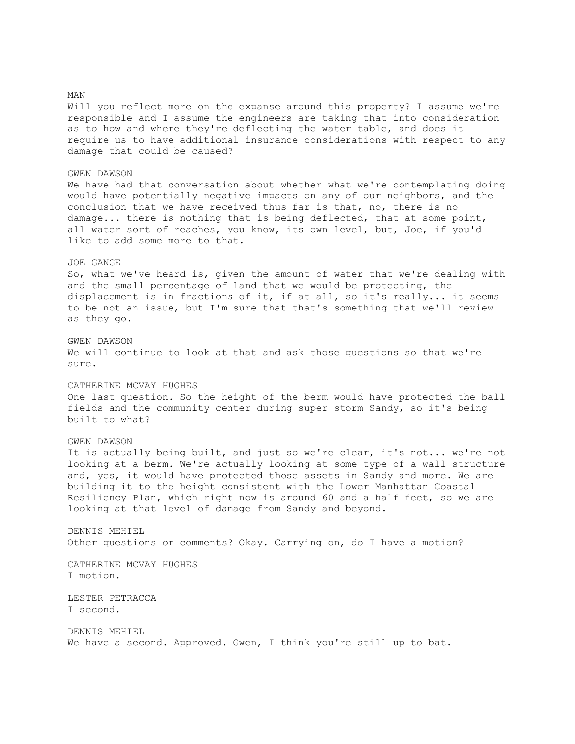MAN

Will you reflect more on the expanse around this property? I assume we're responsible and I assume the engineers are taking that into consideration as to how and where they're deflecting the water table, and does it require us to have additional insurance considerations with respect to any damage that could be caused?

GWEN DAWSON

We have had that conversation about whether what we're contemplating doing would have potentially negative impacts on any of our neighbors, and the conclusion that we have received thus far is that, no, there is no damage... there is nothing that is being deflected, that at some point, all water sort of reaches, you know, its own level, but, Joe, if you'd like to add some more to that.

JOE GANGE

So, what we've heard is, given the amount of water that we're dealing with and the small percentage of land that we would be protecting, the displacement is in fractions of it, if at all, so it's really... it seems to be not an issue, but I'm sure that that's something that we'll review as they go.

GWEN DAWSON

We will continue to look at that and ask those questions so that we're sure.

CATHERINE MCVAY HUGHES

One last question. So the height of the berm would have protected the ball fields and the community center during super storm Sandy, so it's being built to what?

GWEN DAWSON

It is actually being built, and just so we're clear, it's not... we're not looking at a berm. We're actually looking at some type of a wall structure and, yes, it would have protected those assets in Sandy and more. We are building it to the height consistent with the Lower Manhattan Coastal Resiliency Plan, which right now is around 60 and a half feet, so we are looking at that level of damage from Sandy and beyond.

DENNIS MEHIEL

Other questions or comments? Okay. Carrying on, do I have a motion?

CATHERINE MCVAY HUGHES

I motion.

LESTER PETRACCA

I second.

DENNIS MEHIEL

We have a second. Approved. Gwen, I think you're still up to bat.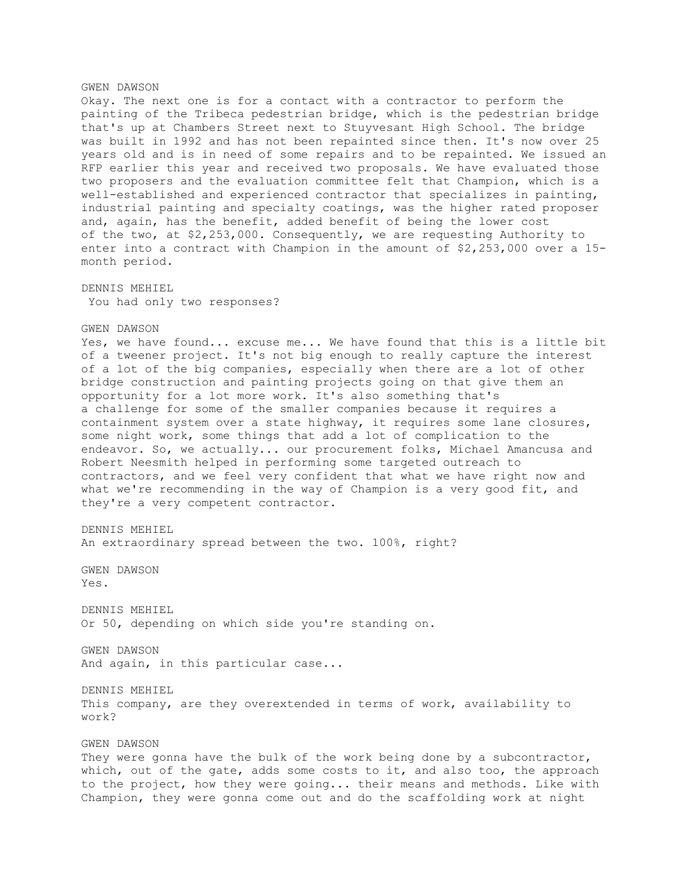GWEN DAWSON

Okay. The next one is for a contact with a contractor to perform the painting of the Tribeca pedestrian bridge, which is the pedestrian bridge that's up at Chambers Street next to Stuyvesant High School. The bridge was built in 1992 and has not been repainted since then. It's now over 25 years old and is in need of some repairs and to be repainted. We issued an RFP earlier this year and received two proposals. We have evaluated those two proposers and the evaluation committee felt that Champion, which is a well-established and experienced contractor that specializes in painting, industrial painting and specialty coatings, was the higher rated proposer and, again, has the benefit, added benefit of being the lower cost of the two, at $2,253,000. Consequently, we are requesting Authority to enter into a contract with Champion in the amount of $2,253,000 over a 15-month period.

DENNIS MEHIEL

You had only two responses?

GWEN DAWSON

Yes, we have found... excuse me... We have found that this is a little bit of a tweener project. It's not big enough to really capture the interest of a lot of the big companies, especially when there are a lot of other bridge construction and painting projects going on that give them an opportunity for a lot more work. It's also something that's a challenge for some of the smaller companies because it requires a containment system over a state highway, it requires some lane closures, some night work, some things that add a lot of complication to the endeavor. So, we actually... our procurement folks, Michael Amancusa and Robert Neesmith helped in performing some targeted outreach to contractors, and we feel very confident that what we have right now and what we're recommending in the way of Champion is a very good fit, and they're a very competent contractor.

DENNIS MEHIEL

An extraordinary spread between the two. 100%, right?

GWEN DAWSON

Yes.

DENNIS MEHIEL

Or 50, depending on which side you're standing on.

GWEN DAWSON

And again, in this particular case...

DENNIS MEHIEL

This company, are they overextended in terms of work, availability to work?

GWEN DAWSON

They were gonna have the bulk of the work being done by a subcontractor, which, out of the gate, adds some costs to it, and also too, the approach to the project, how they were going... their means and methods. Like with Champion, they were gonna come out and do the scaffolding work at night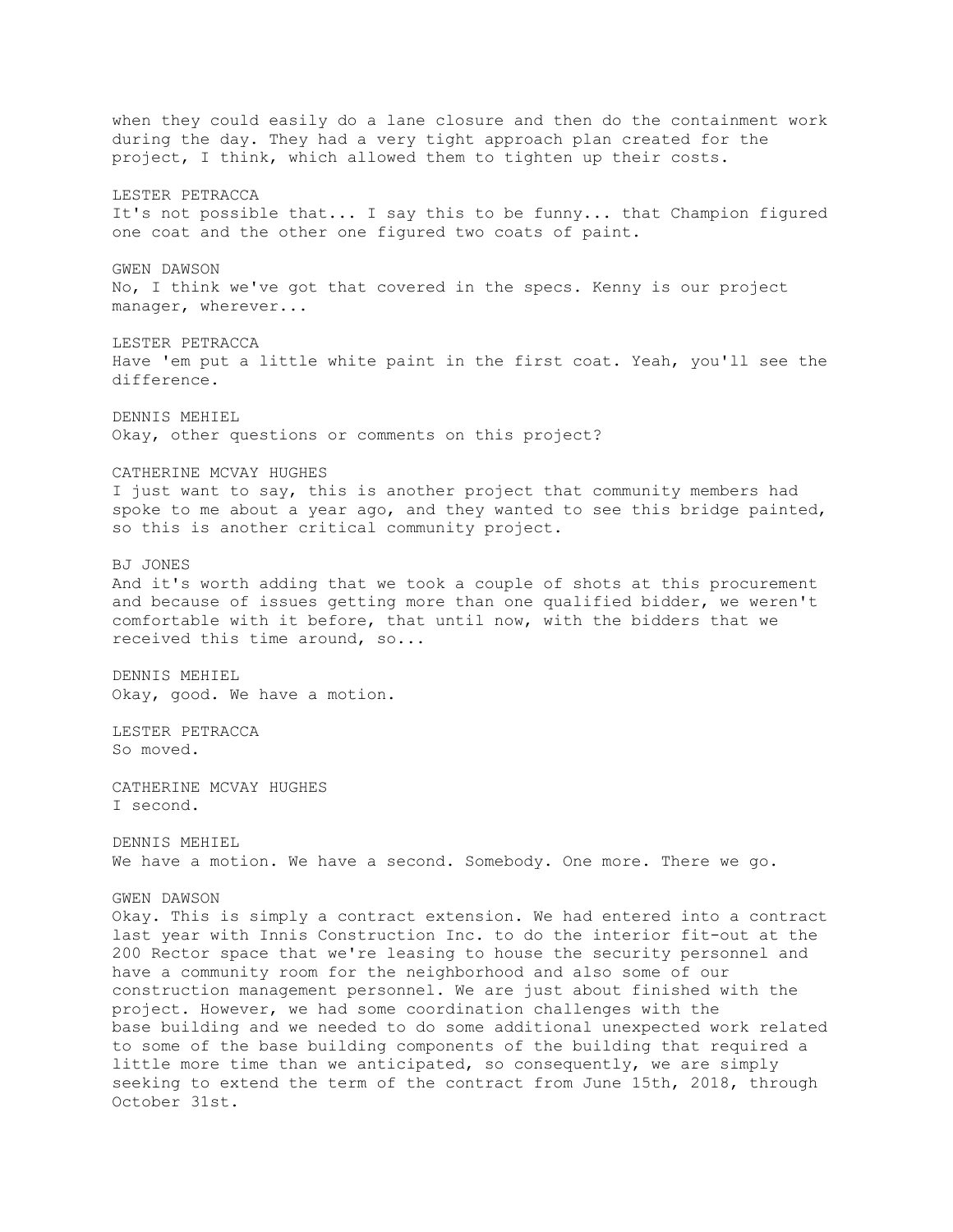when they could easily do a lane closure and then do the containment work during the day. They had a very tight approach plan created for the project, I think, which allowed them to tighten up their costs.

LESTER PETRACCA
It's not possible that... I say this to be funny... that Champion figured one coat and the other one figured two coats of paint.

GWEN DAWSON
No, I think we've got that covered in the specs. Kenny is our project manager, wherever...

LESTER PETRACCA
Have 'em put a little white paint in the first coat. Yeah, you'll see the difference.

DENNIS MEHIEL
Okay, other questions or comments on this project?

CATHERINE MCVAY HUGHES
I just want to say, this is another project that community members had spoke to me about a year ago, and they wanted to see this bridge painted, so this is another critical community project.

BJ JONES
And it's worth adding that we took a couple of shots at this procurement and because of issues getting more than one qualified bidder, we weren't comfortable with it before, that until now, with the bidders that we received this time around, so...

DENNIS MEHIEL
Okay, good. We have a motion.

LESTER PETRACCA
So moved.

CATHERINE MCVAY HUGHES
I second.

DENNIS MEHIEL
We have a motion. We have a second. Somebody. One more. There we go.

GWEN DAWSON
Okay. This is simply a contract extension. We had entered into a contract last year with Innis Construction Inc. to do the interior fit-out at the 200 Rector space that we're leasing to house the security personnel and have a community room for the neighborhood and also some of our construction management personnel. We are just about finished with the project. However, we had some coordination challenges with the base building and we needed to do some additional unexpected work related to some of the base building components of the building that required a little more time than we anticipated, so consequently, we are simply seeking to extend the term of the contract from June 15th, 2018, through October 31st.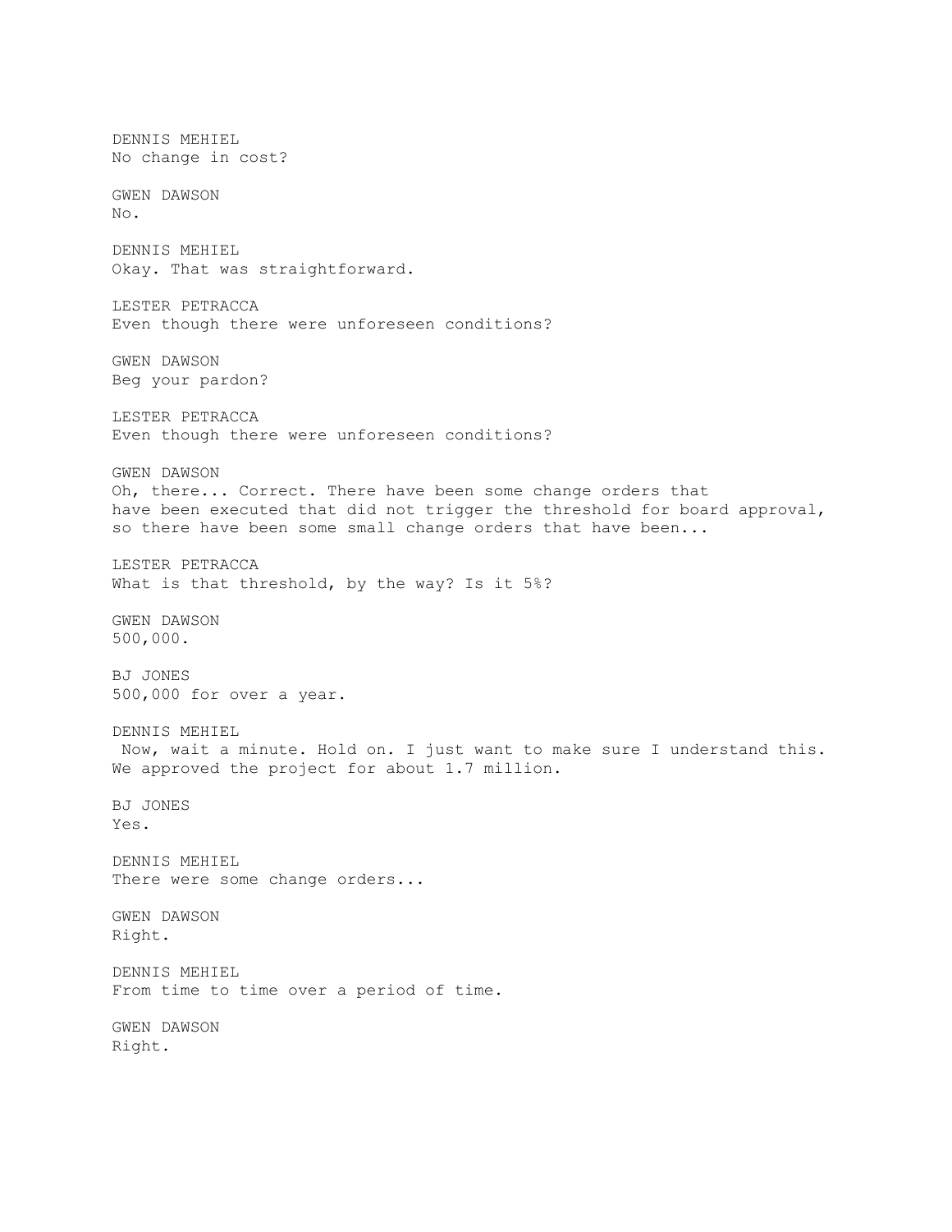DENNIS MEHIEL
No change in cost?

GWEN DAWSON
No.

DENNIS MEHIEL
Okay. That was straightforward.

LESTER PETRACCA
Even though there were unforeseen conditions?

GWEN DAWSON
Beg your pardon?

LESTER PETRACCA
Even though there were unforeseen conditions?

GWEN DAWSON
Oh, there... Correct. There have been some change orders that have been executed that did not trigger the threshold for board approval, so there have been some small change orders that have been...

LESTER PETRACCA
What is that threshold, by the way? Is it 5%?

GWEN DAWSON
500,000.

BJ JONES
500,000 for over a year.

DENNIS MEHIEL
Now, wait a minute. Hold on. I just want to make sure I understand this. We approved the project for about 1.7 million.

BJ JONES
Yes.

DENNIS MEHIEL
There were some change orders...

GWEN DAWSON
Right.

DENNIS MEHIEL
From time to time over a period of time.

GWEN DAWSON
Right.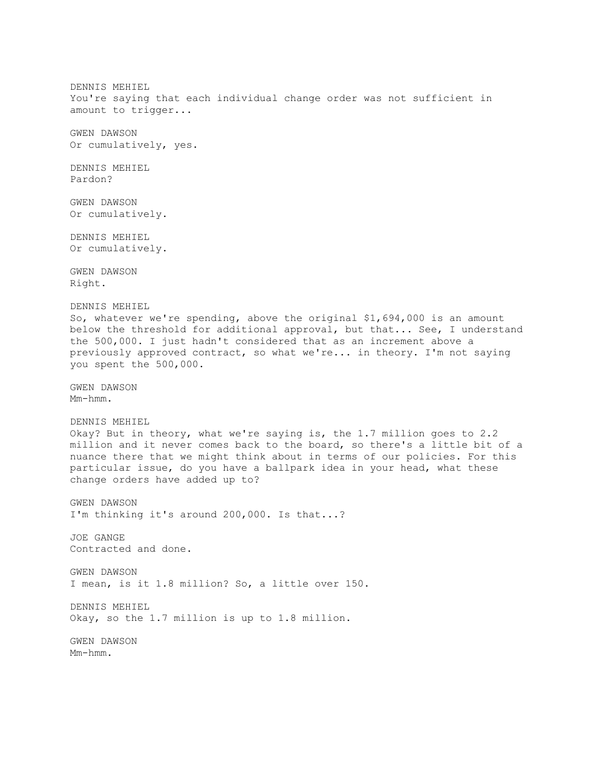DENNIS MEHIEL
You're saying that each individual change order was not sufficient in amount to trigger...

GWEN DAWSON
Or cumulatively, yes.

DENNIS MEHIEL
Pardon?

GWEN DAWSON
Or cumulatively.

DENNIS MEHIEL
Or cumulatively.

GWEN DAWSON
Right.

DENNIS MEHIEL
So, whatever we're spending, above the original $1,694,000 is an amount below the threshold for additional approval, but that... See, I understand the 500,000. I just hadn't considered that as an increment above a previously approved contract, so what we're... in theory. I'm not saying you spent the 500,000.

GWEN DAWSON
Mm-hmm.

DENNIS MEHIEL
Okay? But in theory, what we're saying is, the 1.7 million goes to 2.2 million and it never comes back to the board, so there's a little bit of a nuance there that we might think about in terms of our policies. For this particular issue, do you have a ballpark idea in your head, what these change orders have added up to?

GWEN DAWSON
I'm thinking it's around 200,000. Is that...?

JOE GANGE
Contracted and done.

GWEN DAWSON
I mean, is it 1.8 million? So, a little over 150.

DENNIS MEHIEL
Okay, so the 1.7 million is up to 1.8 million.

GWEN DAWSON
Mm-hmm.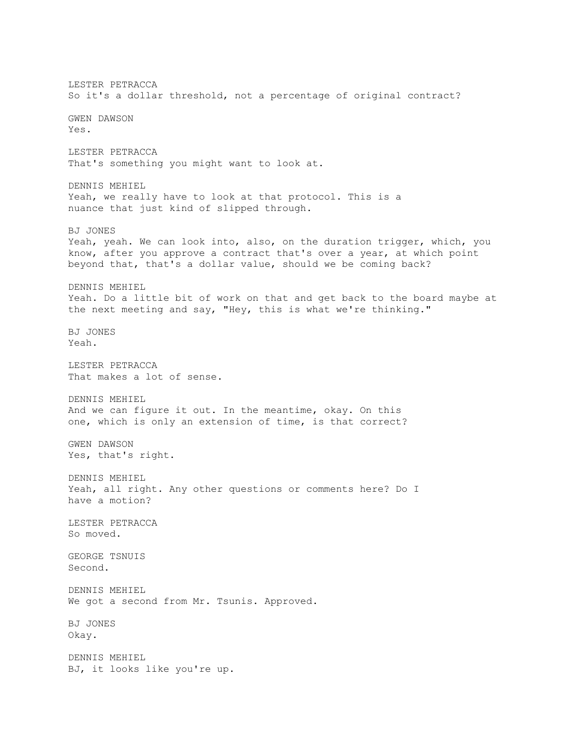LESTER PETRACCA
So it's a dollar threshold, not a percentage of original contract?

GWEN DAWSON
Yes.

LESTER PETRACCA
That's something you might want to look at.

DENNIS MEHIEL
Yeah, we really have to look at that protocol. This is a nuance that just kind of slipped through.

BJ JONES
Yeah, yeah. We can look into, also, on the duration trigger, which, you know, after you approve a contract that's over a year, at which point beyond that, that's a dollar value, should we be coming back?

DENNIS MEHIEL
Yeah. Do a little bit of work on that and get back to the board maybe at the next meeting and say, "Hey, this is what we're thinking."

BJ JONES
Yeah.

LESTER PETRACCA
That makes a lot of sense.

DENNIS MEHIEL
And we can figure it out. In the meantime, okay. On this one, which is only an extension of time, is that correct?

GWEN DAWSON
Yes, that's right.

DENNIS MEHIEL
Yeah, all right. Any other questions or comments here? Do I have a motion?

LESTER PETRACCA
So moved.

GEORGE TSNUIS
Second.

DENNIS MEHIEL
We got a second from Mr. Tsunis. Approved.

BJ JONES
Okay.

DENNIS MEHIEL
BJ, it looks like you're up.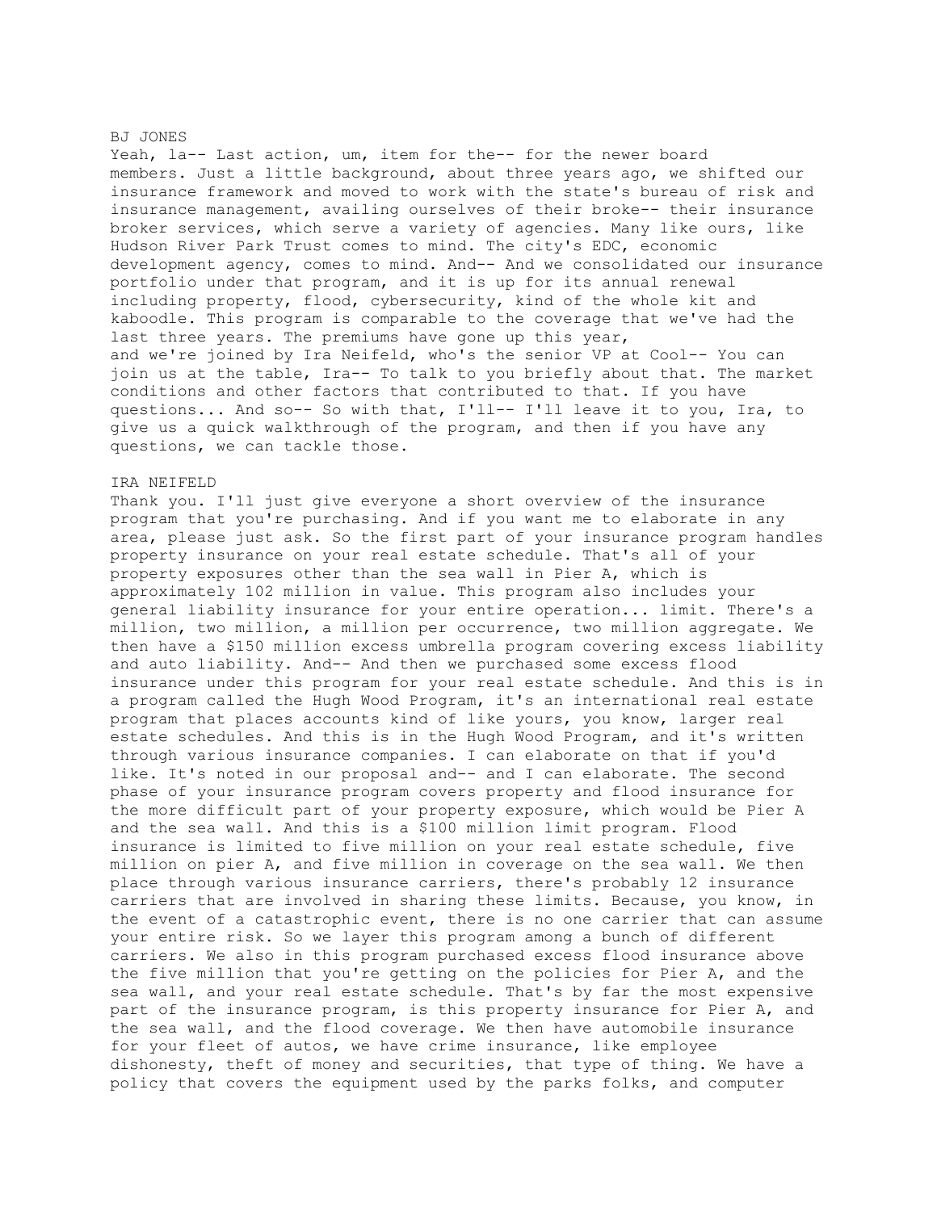BJ JONES

Yeah, la-- Last action, um, item for the-- for the newer board members. Just a little background, about three years ago, we shifted our insurance framework and moved to work with the state's bureau of risk and insurance management, availing ourselves of their broke-- their insurance broker services, which serve a variety of agencies. Many like ours, like Hudson River Park Trust comes to mind. The city's EDC, economic development agency, comes to mind. And-- And we consolidated our insurance portfolio under that program, and it is up for its annual renewal including property, flood, cybersecurity, kind of the whole kit and kaboodle. This program is comparable to the coverage that we've had the last three years. The premiums have gone up this year, and we're joined by Ira Neifeld, who's the senior VP at Cool-- You can join us at the table, Ira-- To talk to you briefly about that. The market conditions and other factors that contributed to that. If you have questions... And so-- So with that, I'll-- I'll leave it to you, Ira, to give us a quick walkthrough of the program, and then if you have any questions, we can tackle those.

IRA NEIFELD

Thank you. I'll just give everyone a short overview of the insurance program that you're purchasing. And if you want me to elaborate in any area, please just ask. So the first part of your insurance program handles property insurance on your real estate schedule. That's all of your property exposures other than the sea wall in Pier A, which is approximately 102 million in value. This program also includes your general liability insurance for your entire operation... limit. There's a million, two million, a million per occurrence, two million aggregate. We then have a $150 million excess umbrella program covering excess liability and auto liability. And-- And then we purchased some excess flood insurance under this program for your real estate schedule. And this is in a program called the Hugh Wood Program, it's an international real estate program that places accounts kind of like yours, you know, larger real estate schedules. And this is in the Hugh Wood Program, and it's written through various insurance companies. I can elaborate on that if you'd like. It's noted in our proposal and-- and I can elaborate. The second phase of your insurance program covers property and flood insurance for the more difficult part of your property exposure, which would be Pier A and the sea wall. And this is a $100 million limit program. Flood insurance is limited to five million on your real estate schedule, five million on pier A, and five million in coverage on the sea wall. We then place through various insurance carriers, there's probably 12 insurance carriers that are involved in sharing these limits. Because, you know, in the event of a catastrophic event, there is no one carrier that can assume your entire risk. So we layer this program among a bunch of different carriers. We also in this program purchased excess flood insurance above the five million that you're getting on the policies for Pier A, and the sea wall, and your real estate schedule. That's by far the most expensive part of the insurance program, is this property insurance for Pier A, and the sea wall, and the flood coverage. We then have automobile insurance for your fleet of autos, we have crime insurance, like employee dishonesty, theft of money and securities, that type of thing. We have a policy that covers the equipment used by the parks folks, and computer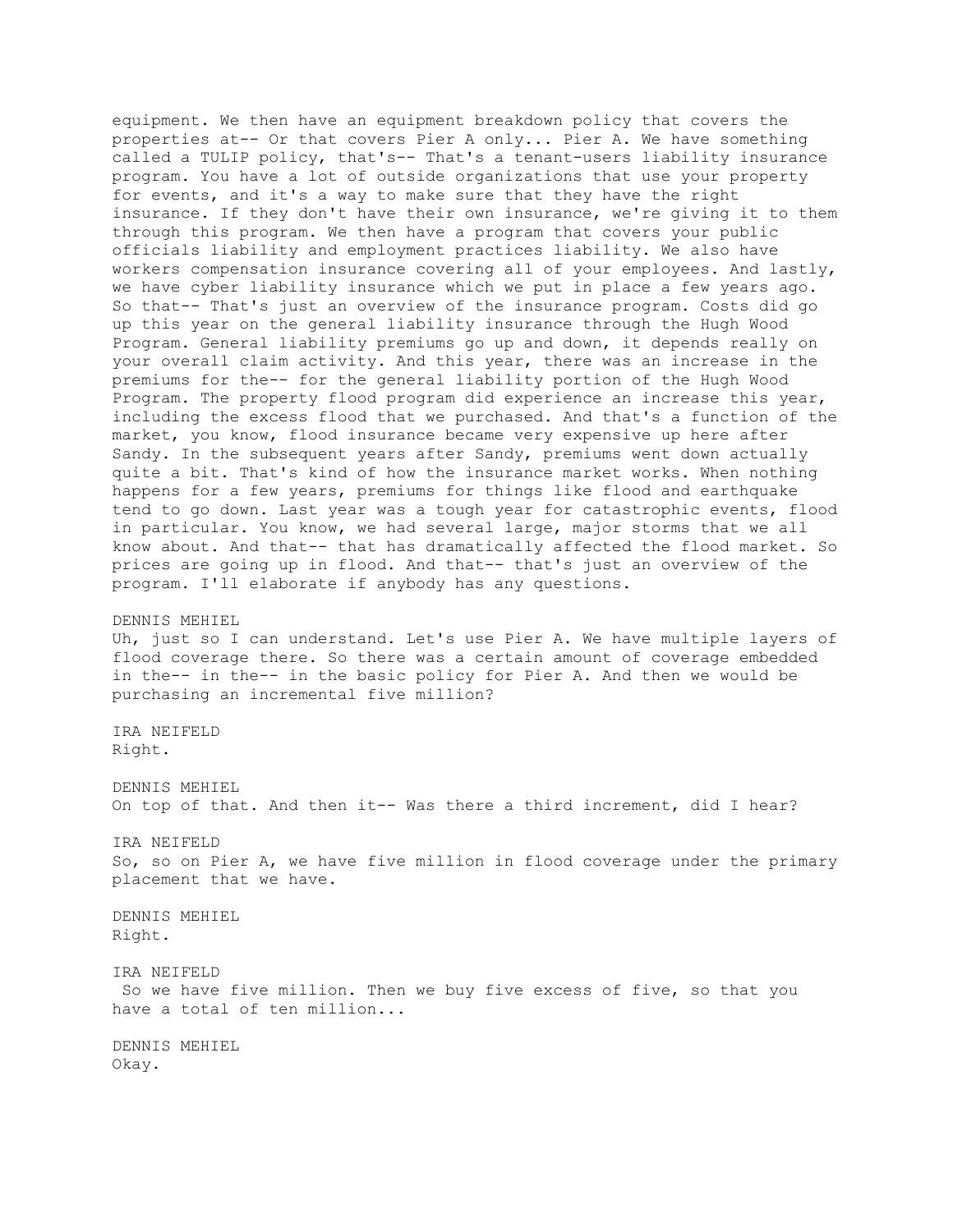equipment. We then have an equipment breakdown policy that covers the properties at-- Or that covers Pier A only... Pier A. We have something called a TULIP policy, that's-- That's a tenant-users liability insurance program. You have a lot of outside organizations that use your property for events, and it's a way to make sure that they have the right insurance. If they don't have their own insurance, we're giving it to them through this program. We then have a program that covers your public officials liability and employment practices liability. We also have workers compensation insurance covering all of your employees. And lastly, we have cyber liability insurance which we put in place a few years ago. So that-- That's just an overview of the insurance program. Costs did go up this year on the general liability insurance through the Hugh Wood Program. General liability premiums go up and down, it depends really on your overall claim activity. And this year, there was an increase in the premiums for the-- for the general liability portion of the Hugh Wood Program. The property flood program did experience an increase this year, including the excess flood that we purchased. And that's a function of the market, you know, flood insurance became very expensive up here after Sandy. In the subsequent years after Sandy, premiums went down actually quite a bit. That's kind of how the insurance market works. When nothing happens for a few years, premiums for things like flood and earthquake tend to go down. Last year was a tough year for catastrophic events, flood in particular. You know, we had several large, major storms that we all know about. And that-- that has dramatically affected the flood market. So prices are going up in flood. And that-- that's just an overview of the program. I'll elaborate if anybody has any questions.

DENNIS MEHIEL
Uh, just so I can understand. Let's use Pier A. We have multiple layers of flood coverage there. So there was a certain amount of coverage embedded in the-- in the-- in the basic policy for Pier A. And then we would be purchasing an incremental five million?

IRA NEIFELD
Right.

DENNIS MEHIEL
On top of that. And then it-- Was there a third increment, did I hear?

IRA NEIFELD
So, so on Pier A, we have five million in flood coverage under the primary placement that we have.

DENNIS MEHIEL
Right.

IRA NEIFELD
So we have five million. Then we buy five excess of five, so that you have a total of ten million...

DENNIS MEHIEL
Okay.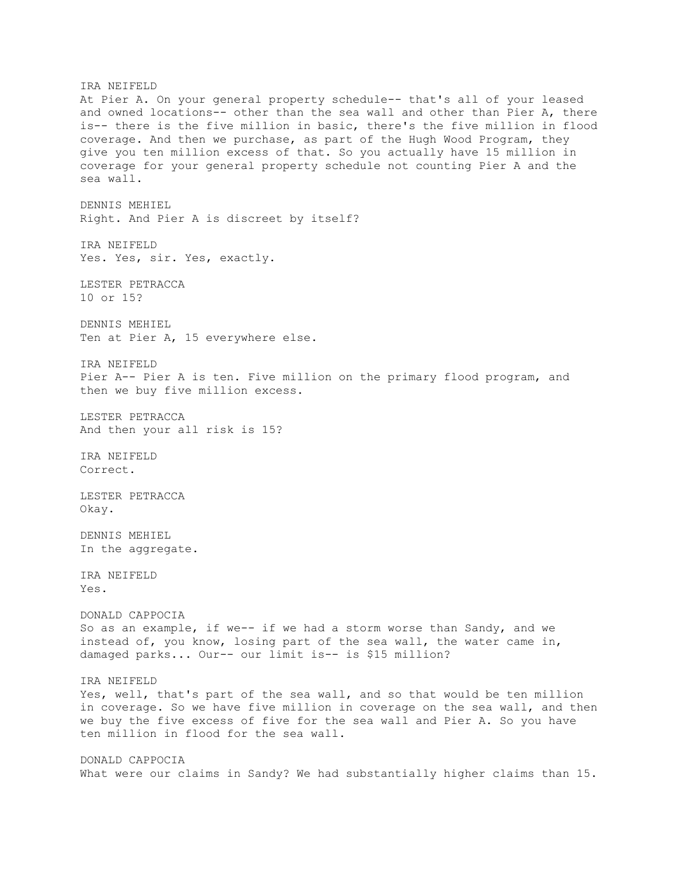IRA NEIFELD
At Pier A. On your general property schedule-- that's all of your leased and owned locations-- other than the sea wall and other than Pier A, there is-- there is the five million in basic, there's the five million in flood coverage. And then we purchase, as part of the Hugh Wood Program, they give you ten million excess of that. So you actually have 15 million in coverage for your general property schedule not counting Pier A and the sea wall.

DENNIS MEHIEL
Right. And Pier A is discreet by itself?

IRA NEIFELD
Yes. Yes, sir. Yes, exactly.

LESTER PETRACCA
10 or 15?

DENNIS MEHIEL
Ten at Pier A, 15 everywhere else.

IRA NEIFELD
Pier A-- Pier A is ten. Five million on the primary flood program, and then we buy five million excess.

LESTER PETRACCA
And then your all risk is 15?

IRA NEIFELD
Correct.

LESTER PETRACCA
Okay.

DENNIS MEHIEL
In the aggregate.

IRA NEIFELD
Yes.

DONALD CAPPOCIA
So as an example, if we-- if we had a storm worse than Sandy, and we instead of, you know, losing part of the sea wall, the water came in, damaged parks... Our-- our limit is-- is $15 million?

IRA NEIFELD
Yes, well, that's part of the sea wall, and so that would be ten million in coverage. So we have five million in coverage on the sea wall, and then we buy the five excess of five for the sea wall and Pier A. So you have ten million in flood for the sea wall.

DONALD CAPPOCIA
What were our claims in Sandy? We had substantially higher claims than 15.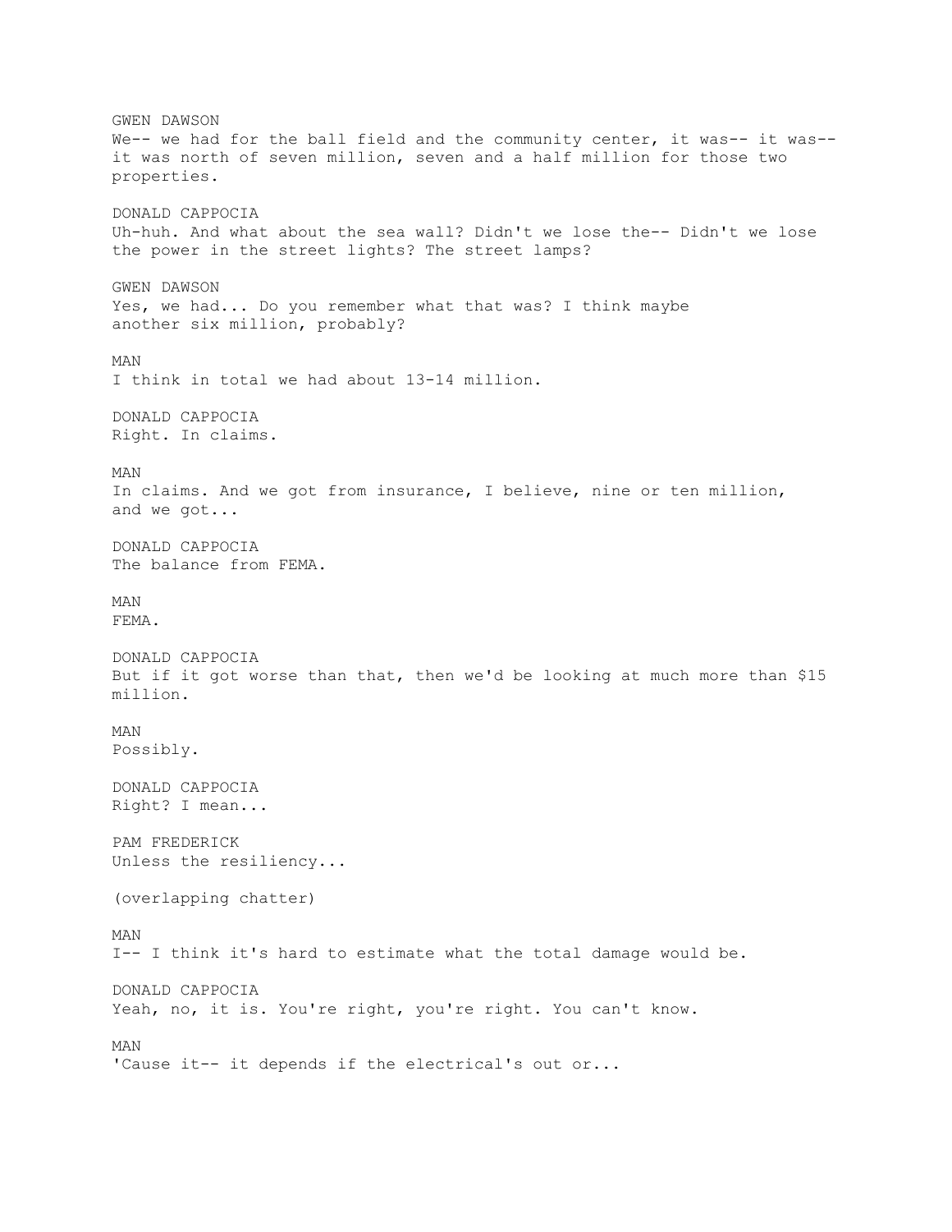GWEN DAWSON
We-- we had for the ball field and the community center, it was-- it was-- it was north of seven million, seven and a half million for those two properties.

DONALD CAPPOCIA
Uh-huh. And what about the sea wall? Didn't we lose the-- Didn't we lose the power in the street lights? The street lamps?

GWEN DAWSON
Yes, we had... Do you remember what that was? I think maybe another six million, probably?

MAN
I think in total we had about 13-14 million.

DONALD CAPPOCIA
Right. In claims.

MAN
In claims. And we got from insurance, I believe, nine or ten million, and we got...

DONALD CAPPOCIA
The balance from FEMA.

MAN
FEMA.

DONALD CAPPOCIA
But if it got worse than that, then we'd be looking at much more than $15 million.

MAN
Possibly.

DONALD CAPPOCIA
Right? I mean...

PAM FREDERICK
Unless the resiliency...

(overlapping chatter)

MAN
I-- I think it's hard to estimate what the total damage would be.

DONALD CAPPOCIA
Yeah, no, it is. You're right, you're right. You can't know.

MAN
'Cause it-- it depends if the electrical's out or...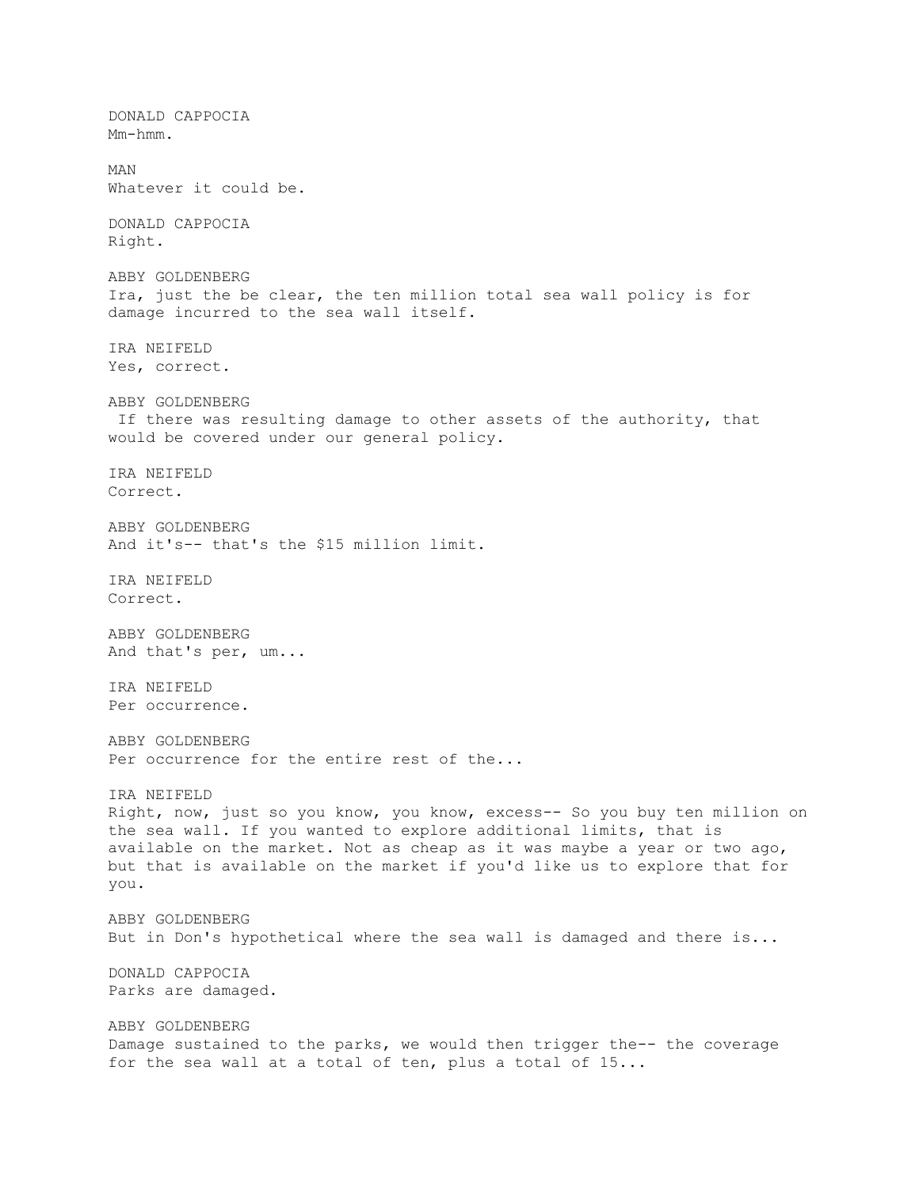DONALD CAPPOCIA
Mm-hmm.

MAN
Whatever it could be.

DONALD CAPPOCIA
Right.

ABBY GOLDENBERG
Ira, just the be clear, the ten million total sea wall policy is for damage incurred to the sea wall itself.

IRA NEIFELD
Yes, correct.

ABBY GOLDENBERG
If there was resulting damage to other assets of the authority, that would be covered under our general policy.

IRA NEIFELD
Correct.

ABBY GOLDENBERG
And it's-- that's the $15 million limit.

IRA NEIFELD
Correct.

ABBY GOLDENBERG
And that's per, um...

IRA NEIFELD
Per occurrence.

ABBY GOLDENBERG
Per occurrence for the entire rest of the...

IRA NEIFELD
Right, now, just so you know, you know, excess-- So you buy ten million on the sea wall. If you wanted to explore additional limits, that is available on the market. Not as cheap as it was maybe a year or two ago, but that is available on the market if you'd like us to explore that for you.

ABBY GOLDENBERG
But in Don's hypothetical where the sea wall is damaged and there is...

DONALD CAPPOCIA
Parks are damaged.

ABBY GOLDENBERG
Damage sustained to the parks, we would then trigger the-- the coverage for the sea wall at a total of ten, plus a total of 15...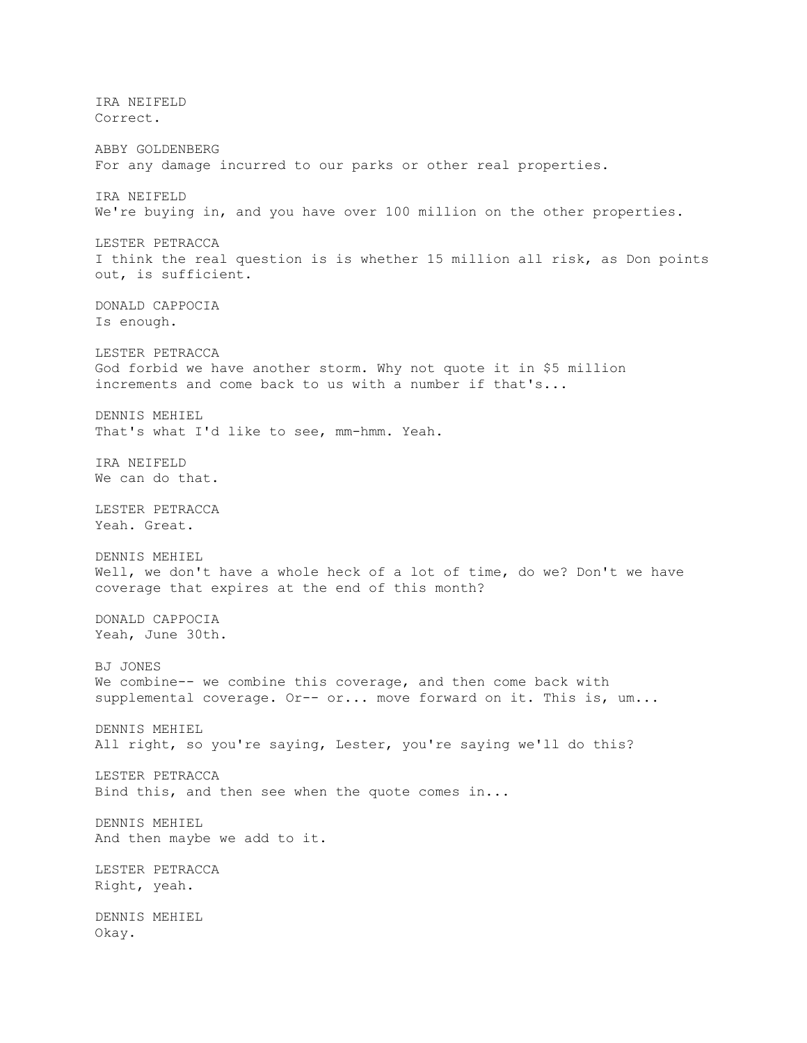IRA NEIFELD
Correct.

ABBY GOLDENBERG
For any damage incurred to our parks or other real properties.

IRA NEIFELD
We're buying in, and you have over 100 million on the other properties.

LESTER PETRACCA
I think the real question is is whether 15 million all risk, as Don points out, is sufficient.

DONALD CAPPOCIA
Is enough.

LESTER PETRACCA
God forbid we have another storm. Why not quote it in $5 million increments and come back to us with a number if that's...

DENNIS MEHIEL
That's what I'd like to see, mm-hmm. Yeah.

IRA NEIFELD
We can do that.

LESTER PETRACCA
Yeah. Great.

DENNIS MEHIEL
Well, we don't have a whole heck of a lot of time, do we? Don't we have coverage that expires at the end of this month?

DONALD CAPPOCIA
Yeah, June 30th.

BJ JONES
We combine-- we combine this coverage, and then come back with supplemental coverage. Or-- or... move forward on it. This is, um...

DENNIS MEHIEL
All right, so you're saying, Lester, you're saying we'll do this?

LESTER PETRACCA
Bind this, and then see when the quote comes in...

DENNIS MEHIEL
And then maybe we add to it.

LESTER PETRACCA
Right, yeah.

DENNIS MEHIEL
Okay.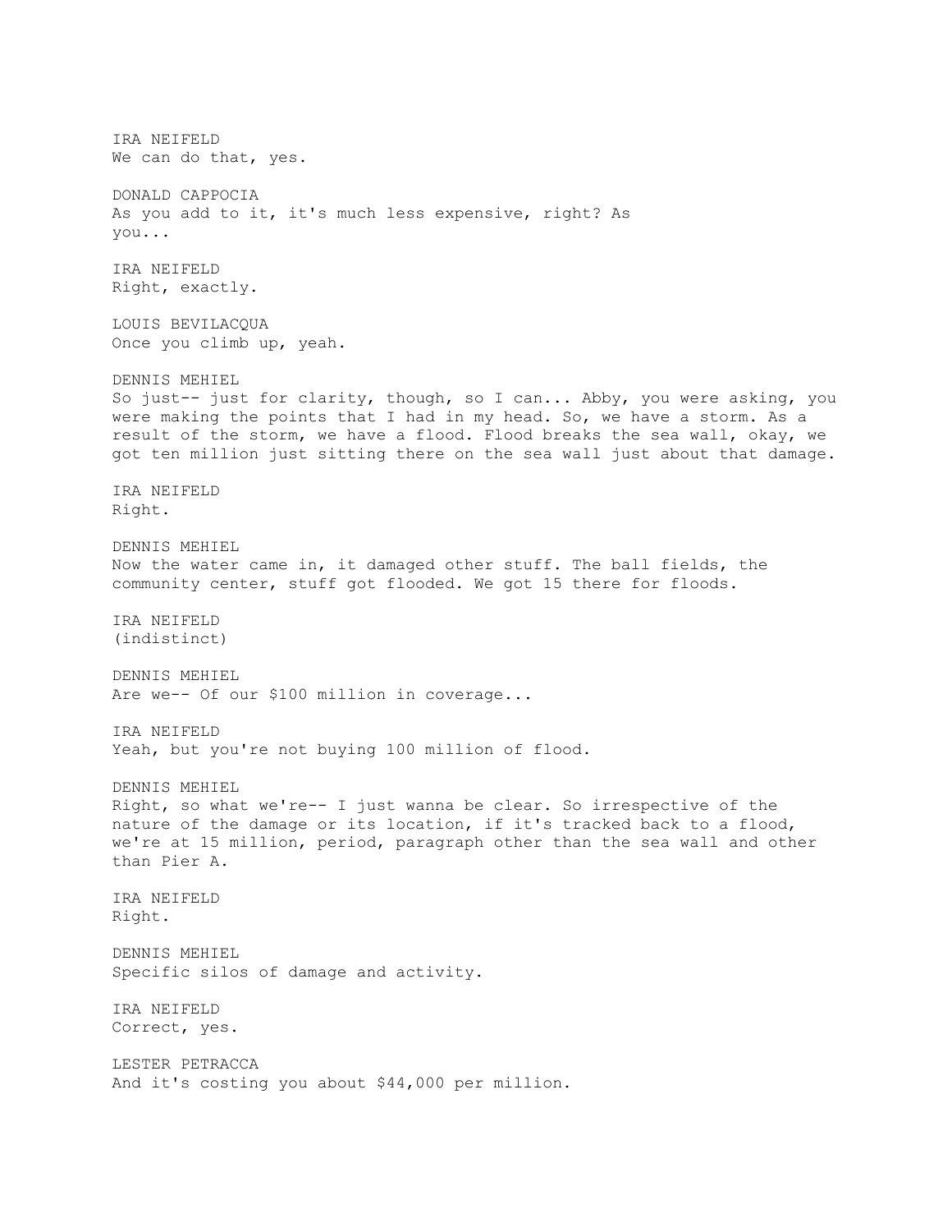IRA NEIFELD
We can do that, yes.

DONALD CAPPOCIA
As you add to it, it's much less expensive, right? As you...

IRA NEIFELD
Right, exactly.

LOUIS BEVILACQUA
Once you climb up, yeah.

DENNIS MEHIEL
So just-- just for clarity, though, so I can... Abby, you were asking, you were making the points that I had in my head. So, we have a storm. As a result of the storm, we have a flood. Flood breaks the sea wall, okay, we got ten million just sitting there on the sea wall just about that damage.

IRA NEIFELD
Right.

DENNIS MEHIEL
Now the water came in, it damaged other stuff. The ball fields, the community center, stuff got flooded. We got 15 there for floods.

IRA NEIFELD
(indistinct)

DENNIS MEHIEL
Are we-- Of our $100 million in coverage...

IRA NEIFELD
Yeah, but you're not buying 100 million of flood.

DENNIS MEHIEL
Right, so what we're-- I just wanna be clear. So irrespective of the nature of the damage or its location, if it's tracked back to a flood, we're at 15 million, period, paragraph other than the sea wall and other than Pier A.

IRA NEIFELD
Right.

DENNIS MEHIEL
Specific silos of damage and activity.

IRA NEIFELD
Correct, yes.

LESTER PETRACCA
And it's costing you about $44,000 per million.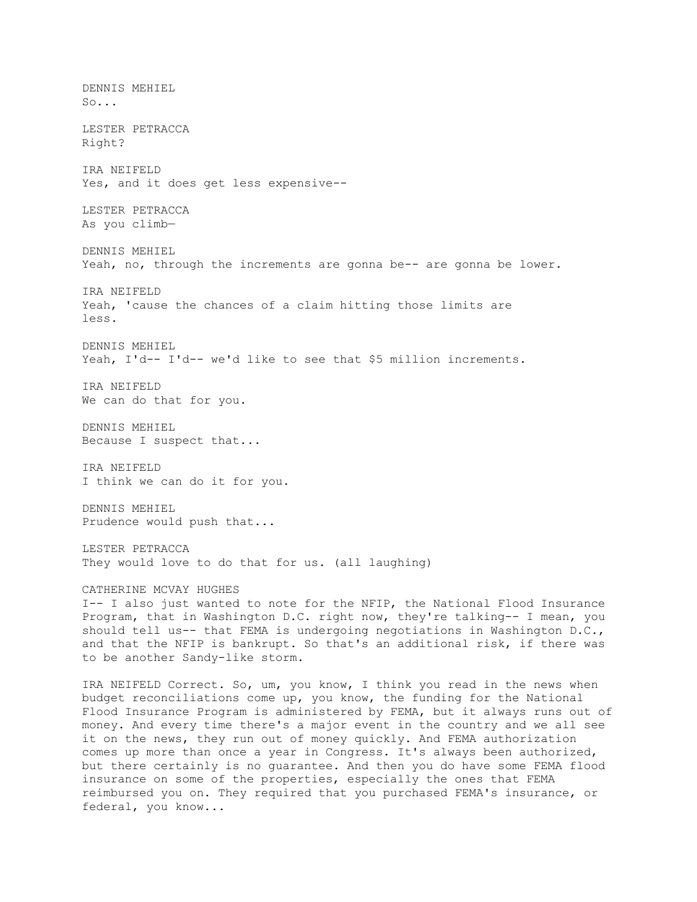DENNIS MEHIEL
So...

LESTER PETRACCA
Right?

IRA NEIFELD
Yes, and it does get less expensive--

LESTER PETRACCA
As you climb—

DENNIS MEHIEL
Yeah, no, through the increments are gonna be-- are gonna be lower.

IRA NEIFELD
Yeah, 'cause the chances of a claim hitting those limits are less.

DENNIS MEHIEL
Yeah, I'd-- I'd-- we'd like to see that $5 million increments.

IRA NEIFELD
We can do that for you.

DENNIS MEHIEL
Because I suspect that...

IRA NEIFELD
I think we can do it for you.

DENNIS MEHIEL
Prudence would push that...

LESTER PETRACCA
They would love to do that for us. (all laughing)

CATHERINE MCVAY HUGHES
I-- I also just wanted to note for the NFIP, the National Flood Insurance Program, that in Washington D.C. right now, they're talking-- I mean, you should tell us-- that FEMA is undergoing negotiations in Washington D.C., and that the NFIP is bankrupt. So that's an additional risk, if there was to be another Sandy-like storm.

IRA NEIFELD Correct. So, um, you know, I think you read in the news when budget reconciliations come up, you know, the funding for the National Flood Insurance Program is administered by FEMA, but it always runs out of money. And every time there's a major event in the country and we all see it on the news, they run out of money quickly. And FEMA authorization comes up more than once a year in Congress. It's always been authorized, but there certainly is no guarantee. And then you do have some FEMA flood insurance on some of the properties, especially the ones that FEMA reimbursed you on. They required that you purchased FEMA's insurance, or federal, you know...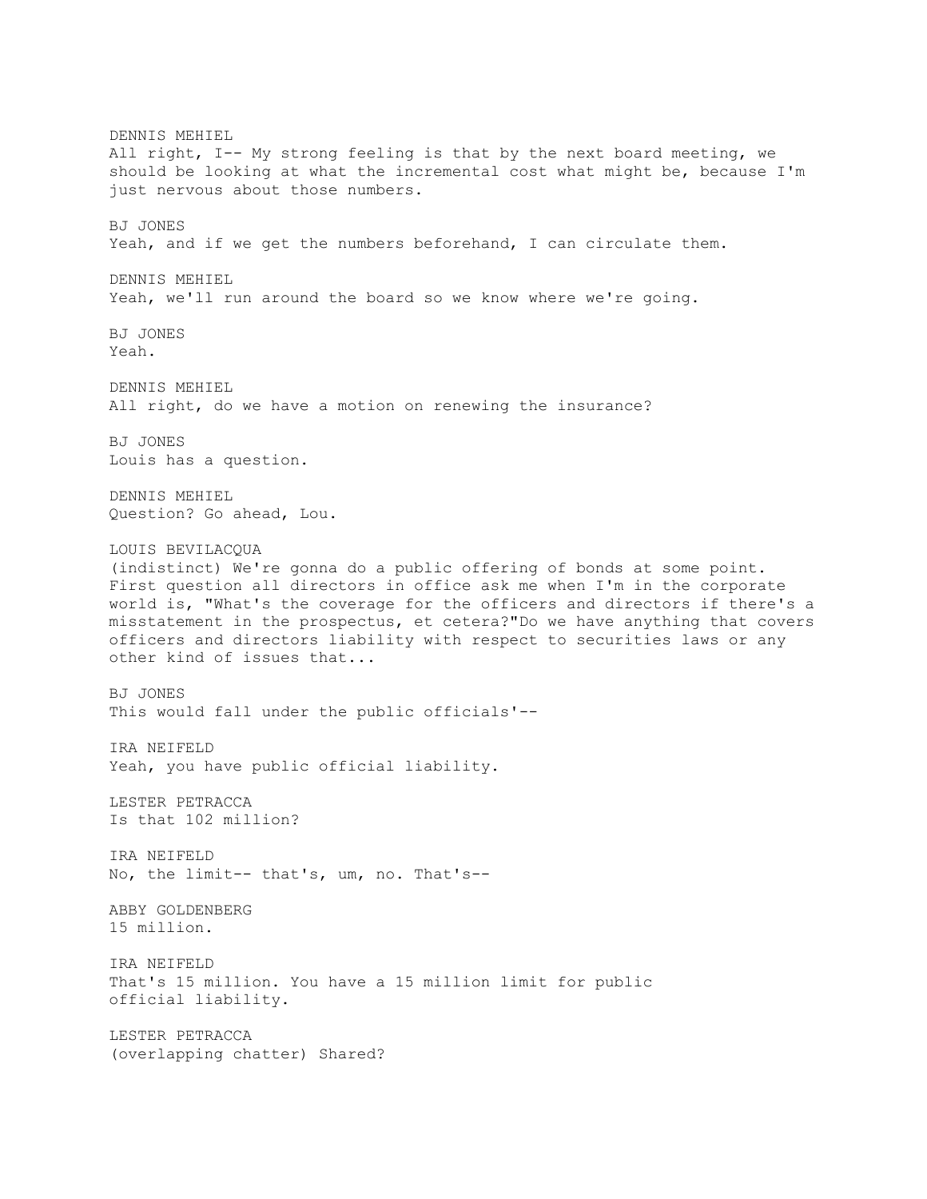DENNIS MEHIEL
All right, I-- My strong feeling is that by the next board meeting, we should be looking at what the incremental cost what might be, because I'm just nervous about those numbers.

BJ JONES
Yeah, and if we get the numbers beforehand, I can circulate them.

DENNIS MEHIEL
Yeah, we'll run around the board so we know where we're going.

BJ JONES
Yeah.

DENNIS MEHIEL
All right, do we have a motion on renewing the insurance?

BJ JONES
Louis has a question.

DENNIS MEHIEL
Question? Go ahead, Lou.

LOUIS BEVILACQUA
(indistinct) We're gonna do a public offering of bonds at some point. First question all directors in office ask me when I'm in the corporate world is, "What's the coverage for the officers and directors if there's a misstatement in the prospectus, et cetera?"Do we have anything that covers officers and directors liability with respect to securities laws or any other kind of issues that...

BJ JONES
This would fall under the public officials'--

IRA NEIFELD
Yeah, you have public official liability.

LESTER PETRACCA
Is that 102 million?

IRA NEIFELD
No, the limit-- that's, um, no. That's--

ABBY GOLDENBERG
15 million.

IRA NEIFELD
That's 15 million. You have a 15 million limit for public official liability.

LESTER PETRACCA
(overlapping chatter) Shared?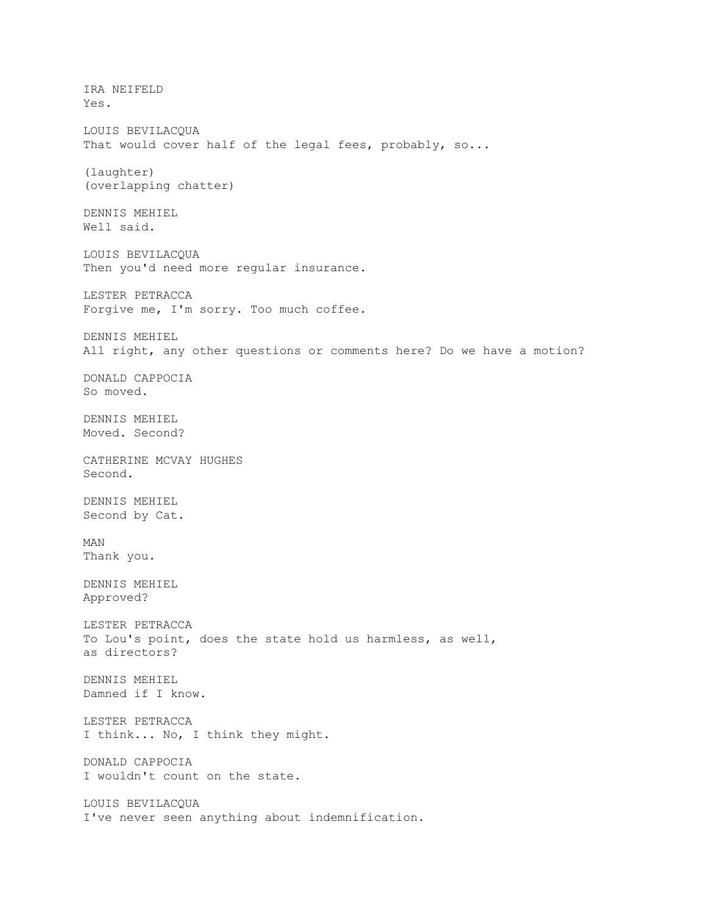IRA NEIFELD
Yes.

LOUIS BEVILACQUA
That would cover half of the legal fees, probably, so...

(laughter)
(overlapping chatter)

DENNIS MEHIEL
Well said.

LOUIS BEVILACQUA
Then you'd need more regular insurance.

LESTER PETRACCA
Forgive me, I'm sorry. Too much coffee.

DENNIS MEHIEL
All right, any other questions or comments here? Do we have a motion?

DONALD CAPPOCIA
So moved.

DENNIS MEHIEL
Moved. Second?

CATHERINE MCVAY HUGHES
Second.

DENNIS MEHIEL
Second by Cat.

MAN
Thank you.

DENNIS MEHIEL
Approved?

LESTER PETRACCA
To Lou's point, does the state hold us harmless, as well,
as directors?

DENNIS MEHIEL
Damned if I know.

LESTER PETRACCA
I think... No, I think they might.

DONALD CAPPOCIA
I wouldn't count on the state.

LOUIS BEVILACQUA
I've never seen anything about indemnification.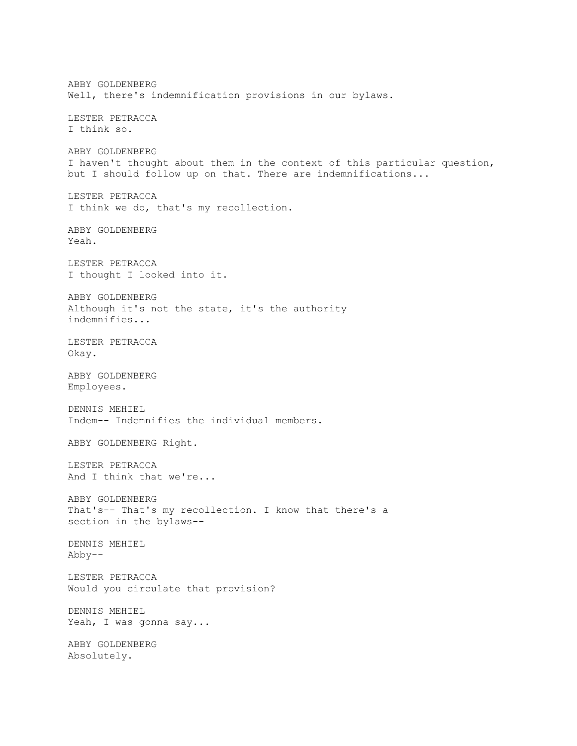ABBY GOLDENBERG
Well, there's indemnification provisions in our bylaws.

LESTER PETRACCA
I think so.

ABBY GOLDENBERG
I haven't thought about them in the context of this particular question, but I should follow up on that. There are indemnifications...

LESTER PETRACCA
I think we do, that's my recollection.

ABBY GOLDENBERG
Yeah.

LESTER PETRACCA
I thought I looked into it.

ABBY GOLDENBERG
Although it's not the state, it's the authority indemnifies...

LESTER PETRACCA
Okay.

ABBY GOLDENBERG
Employees.

DENNIS MEHIEL
Indem-- Indemnifies the individual members.

ABBY GOLDENBERG Right.

LESTER PETRACCA
And I think that we're...

ABBY GOLDENBERG
That's-- That's my recollection. I know that there's a section in the bylaws--

DENNIS MEHIEL
Abby--

LESTER PETRACCA
Would you circulate that provision?

DENNIS MEHIEL
Yeah, I was gonna say...

ABBY GOLDENBERG
Absolutely.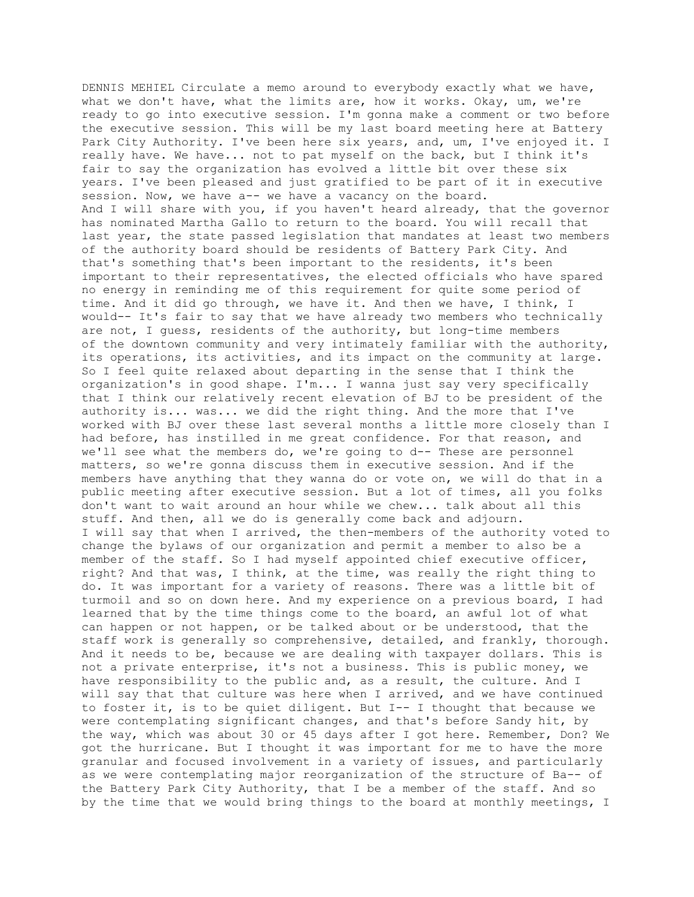DENNIS MEHIEL Circulate a memo around to everybody exactly what we have, what we don't have, what the limits are, how it works. Okay, um, we're ready to go into executive session. I'm gonna make a comment or two before the executive session. This will be my last board meeting here at Battery Park City Authority. I've been here six years, and, um, I've enjoyed it. I really have. We have... not to pat myself on the back, but I think it's fair to say the organization has evolved a little bit over these six years. I've been pleased and just gratified to be part of it in executive session. Now, we have a-- we have a vacancy on the board.

And I will share with you, if you haven't heard already, that the governor has nominated Martha Gallo to return to the board. You will recall that last year, the state passed legislation that mandates at least two members of the authority board should be residents of Battery Park City. And that's something that's been important to the residents, it's been important to their representatives, the elected officials who have spared no energy in reminding me of this requirement for quite some period of time. And it did go through, we have it. And then we have, I think, I would-- It's fair to say that we have already two members who technically are not, I guess, residents of the authority, but long-time members of the downtown community and very intimately familiar with the authority, its operations, its activities, and its impact on the community at large. So I feel quite relaxed about departing in the sense that I think the organization's in good shape. I'm... I wanna just say very specifically that I think our relatively recent elevation of BJ to be president of the authority is... was... we did the right thing. And the more that I've worked with BJ over these last several months a little more closely than I had before, has instilled in me great confidence. For that reason, and we'll see what the members do, we're going to d-- These are personnel matters, so we're gonna discuss them in executive session. And if the members have anything that they wanna do or vote on, we will do that in a public meeting after executive session. But a lot of times, all you folks don't want to wait around an hour while we chew... talk about all this stuff. And then, all we do is generally come back and adjourn.

I will say that when I arrived, the then-members of the authority voted to change the bylaws of our organization and permit a member to also be a member of the staff. So I had myself appointed chief executive officer, right? And that was, I think, at the time, was really the right thing to do. It was important for a variety of reasons. There was a little bit of turmoil and so on down here. And my experience on a previous board, I had learned that by the time things come to the board, an awful lot of what can happen or not happen, or be talked about or be understood, that the staff work is generally so comprehensive, detailed, and frankly, thorough. And it needs to be, because we are dealing with taxpayer dollars. This is not a private enterprise, it's not a business. This is public money, we have responsibility to the public and, as a result, the culture. And I will say that that culture was here when I arrived, and we have continued to foster it, is to be quiet diligent. But I-- I thought that because we were contemplating significant changes, and that's before Sandy hit, by the way, which was about 30 or 45 days after I got here. Remember, Don? We got the hurricane. But I thought it was important for me to have the more granular and focused involvement in a variety of issues, and particularly as we were contemplating major reorganization of the structure of Ba-- of the Battery Park City Authority, that I be a member of the staff. And so by the time that we would bring things to the board at monthly meetings, I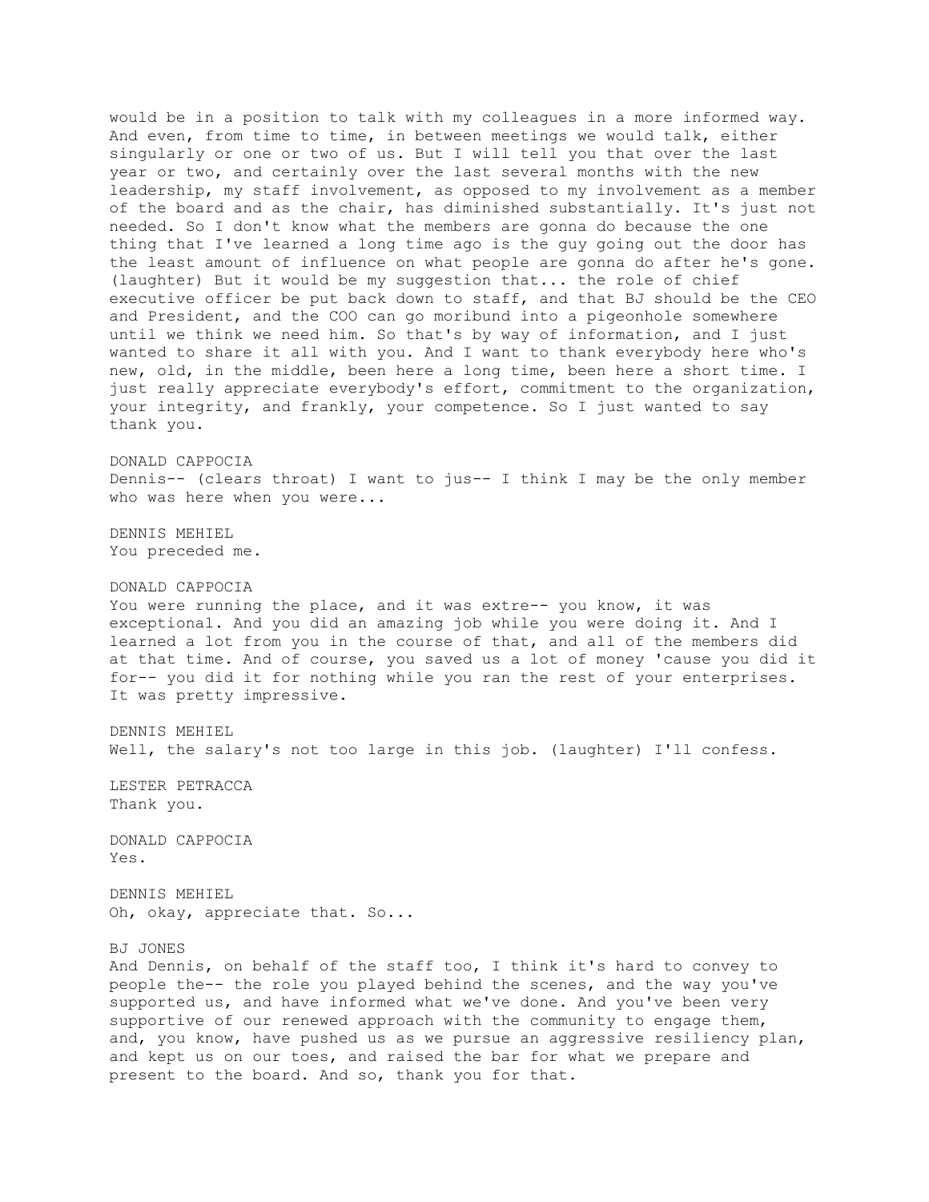would be in a position to talk with my colleagues in a more informed way. And even, from time to time, in between meetings we would talk, either singularly or one or two of us. But I will tell you that over the last year or two, and certainly over the last several months with the new leadership, my staff involvement, as opposed to my involvement as a member of the board and as the chair, has diminished substantially. It's just not needed. So I don't know what the members are gonna do because the one thing that I've learned a long time ago is the guy going out the door has the least amount of influence on what people are gonna do after he's gone. (laughter) But it would be my suggestion that... the role of chief executive officer be put back down to staff, and that BJ should be the CEO and President, and the COO can go moribund into a pigeonhole somewhere until we think we need him. So that's by way of information, and I just wanted to share it all with you. And I want to thank everybody here who's new, old, in the middle, been here a long time, been here a short time. I just really appreciate everybody's effort, commitment to the organization, your integrity, and frankly, your competence. So I just wanted to say thank you.

DONALD CAPPOCIA
Dennis-- (clears throat) I want to jus-- I think I may be the only member who was here when you were...

DENNIS MEHIEL
You preceded me.

DONALD CAPPOCIA
You were running the place, and it was extre-- you know, it was exceptional. And you did an amazing job while you were doing it. And I learned a lot from you in the course of that, and all of the members did at that time. And of course, you saved us a lot of money 'cause you did it for-- you did it for nothing while you ran the rest of your enterprises. It was pretty impressive.

DENNIS MEHIEL
Well, the salary's not too large in this job. (laughter) I'll confess.

LESTER PETRACCA
Thank you.

DONALD CAPPOCIA
Yes.

DENNIS MEHIEL
Oh, okay, appreciate that. So...

BJ JONES
And Dennis, on behalf of the staff too, I think it's hard to convey to people the-- the role you played behind the scenes, and the way you've supported us, and have informed what we've done. And you've been very supportive of our renewed approach with the community to engage them, and, you know, have pushed us as we pursue an aggressive resiliency plan, and kept us on our toes, and raised the bar for what we prepare and present to the board. And so, thank you for that.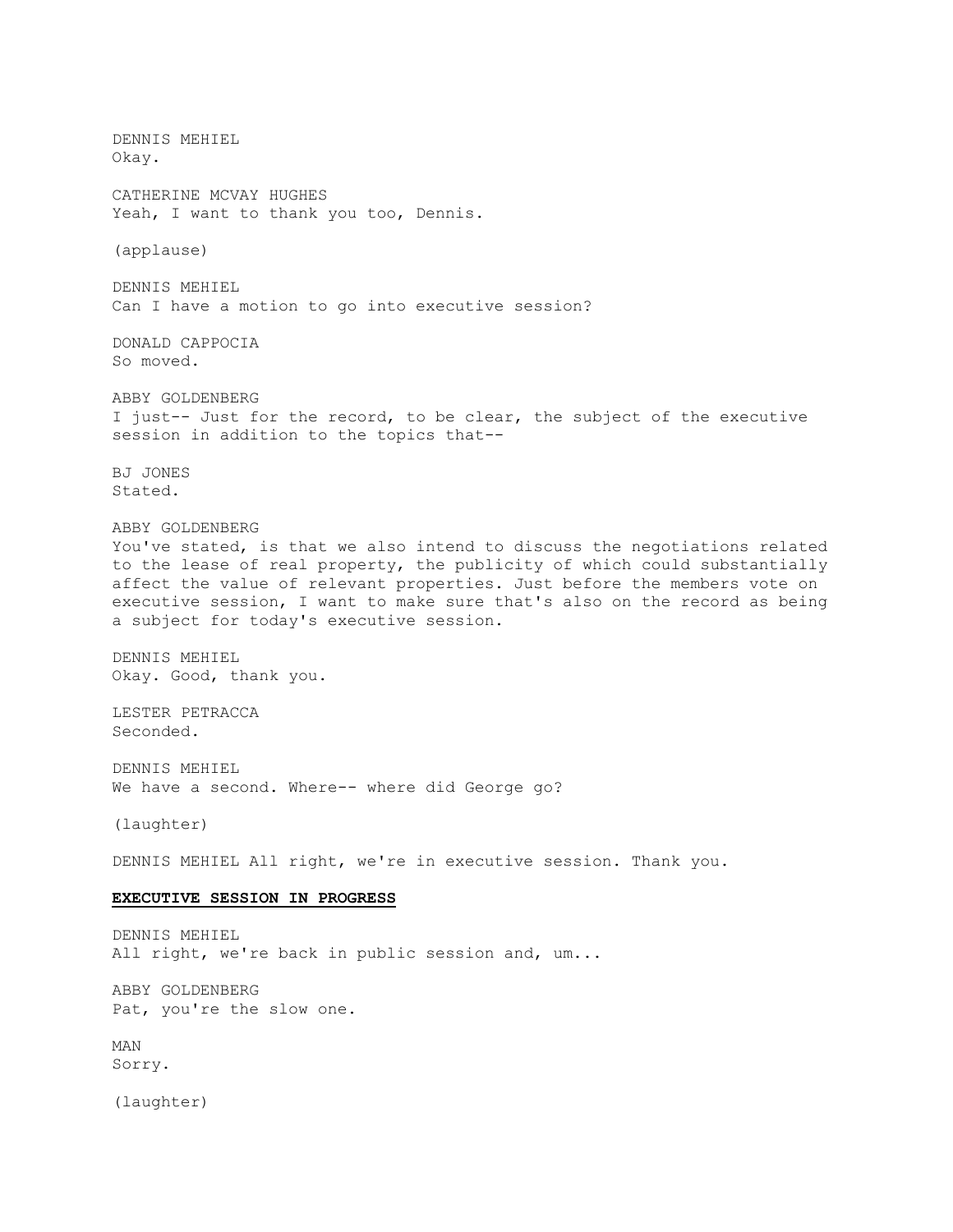DENNIS MEHIEL
Okay.

CATHERINE MCVAY HUGHES
Yeah, I want to thank you too, Dennis.

(applause)

DENNIS MEHIEL
Can I have a motion to go into executive session?

DONALD CAPPOCIA
So moved.

ABBY GOLDENBERG
I just-- Just for the record, to be clear, the subject of the executive session in addition to the topics that--

BJ JONES
Stated.

ABBY GOLDENBERG
You've stated, is that we also intend to discuss the negotiations related to the lease of real property, the publicity of which could substantially affect the value of relevant properties. Just before the members vote on executive session, I want to make sure that's also on the record as being a subject for today's executive session.

DENNIS MEHIEL
Okay. Good, thank you.

LESTER PETRACCA
Seconded.

DENNIS MEHIEL
We have a second. Where-- where did George go?

(laughter)

DENNIS MEHIEL All right, we're in executive session. Thank you.

**EXECUTIVE SESSION IN PROGRESS**

DENNIS MEHIEL
All right, we're back in public session and, um...

ABBY GOLDENBERG
Pat, you're the slow one.

MAN
Sorry.

(laughter)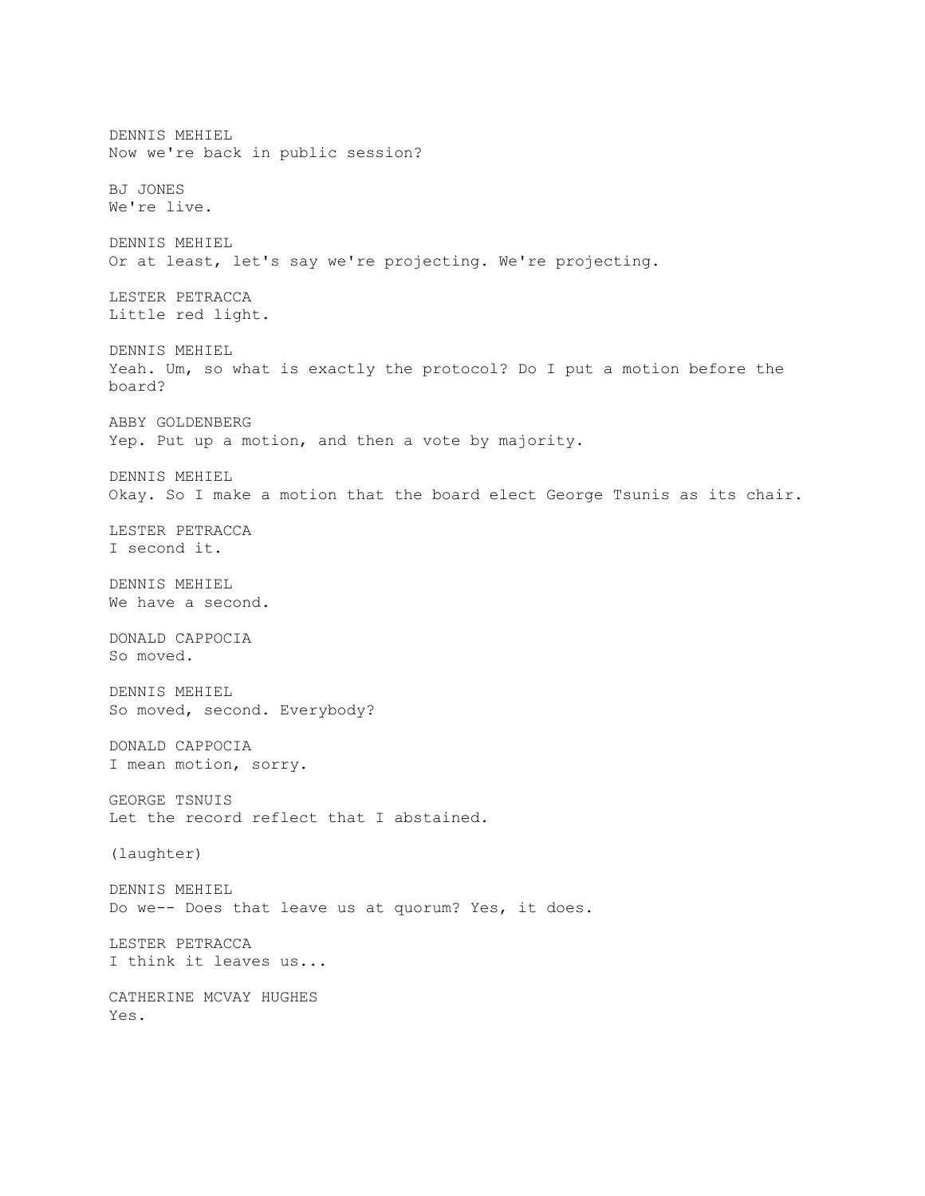DENNIS MEHIEL
Now we're back in public session?

BJ JONES
We're live.

DENNIS MEHIEL
Or at least, let's say we're projecting. We're projecting.

LESTER PETRACCA
Little red light.

DENNIS MEHIEL
Yeah. Um, so what is exactly the protocol? Do I put a motion before the board?

ABBY GOLDENBERG
Yep. Put up a motion, and then a vote by majority.

DENNIS MEHIEL
Okay. So I make a motion that the board elect George Tsunis as its chair.

LESTER PETRACCA
I second it.

DENNIS MEHIEL
We have a second.

DONALD CAPPOCIA
So moved.

DENNIS MEHIEL
So moved, second. Everybody?

DONALD CAPPOCIA
I mean motion, sorry.

GEORGE TSNUIS
Let the record reflect that I abstained.

(laughter)

DENNIS MEHIEL
Do we-- Does that leave us at quorum? Yes, it does.

LESTER PETRACCA
I think it leaves us...

CATHERINE MCVAY HUGHES
Yes.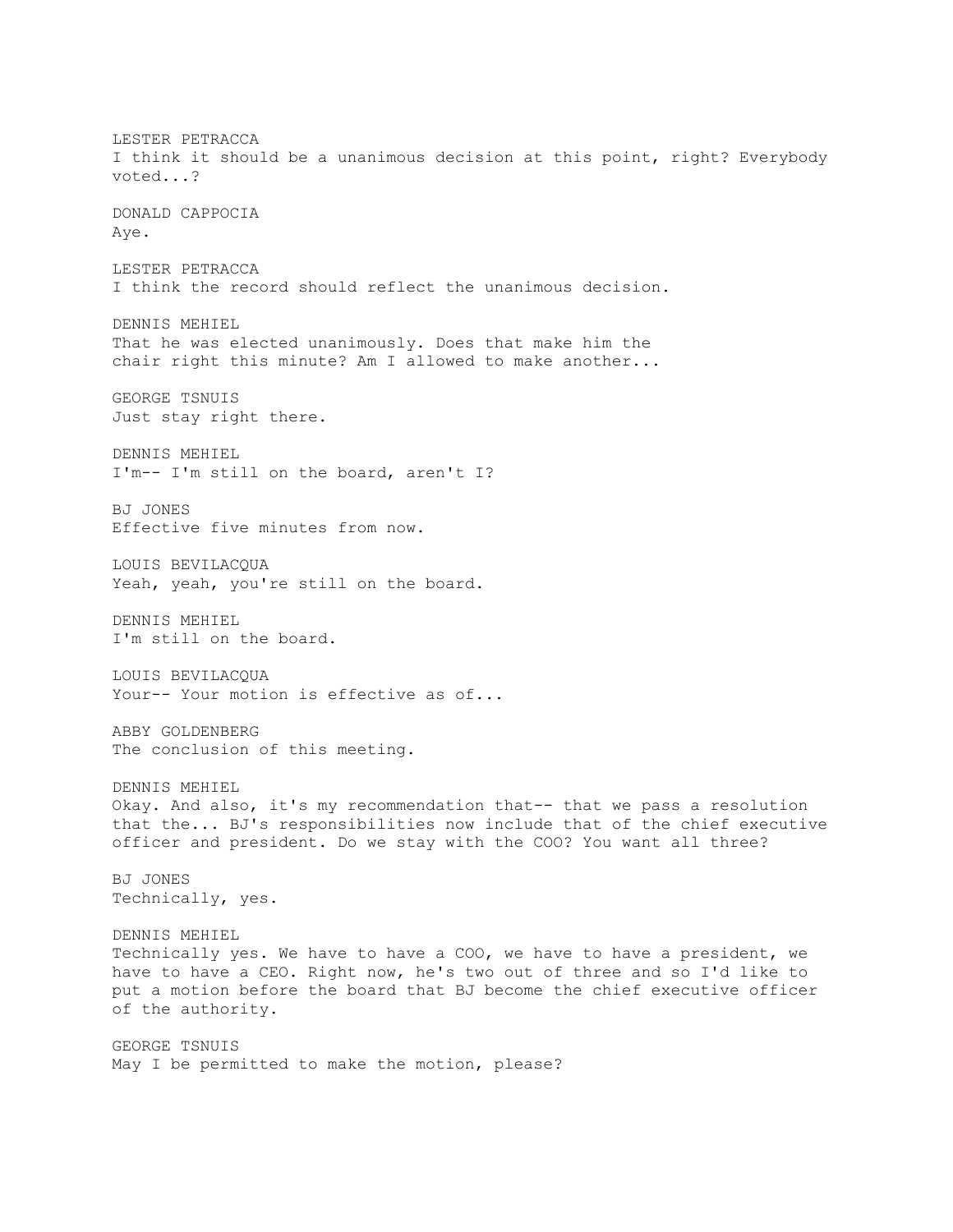LESTER PETRACCA
I think it should be a unanimous decision at this point, right? Everybody voted...?

DONALD CAPPOCIA
Aye.

LESTER PETRACCA
I think the record should reflect the unanimous decision.

DENNIS MEHIEL
That he was elected unanimously. Does that make him the chair right this minute? Am I allowed to make another...

GEORGE TSNUIS
Just stay right there.

DENNIS MEHIEL
I'm-- I'm still on the board, aren't I?

BJ JONES
Effective five minutes from now.

LOUIS BEVILACQUA
Yeah, yeah, you're still on the board.

DENNIS MEHIEL
I'm still on the board.

LOUIS BEVILACQUA
Your-- Your motion is effective as of...

ABBY GOLDENBERG
The conclusion of this meeting.

DENNIS MEHIEL
Okay. And also, it's my recommendation that-- that we pass a resolution that the... BJ's responsibilities now include that of the chief executive officer and president. Do we stay with the COO? You want all three?

BJ JONES
Technically, yes.

DENNIS MEHIEL
Technically yes. We have to have a COO, we have to have a president, we have to have a CEO. Right now, he's two out of three and so I'd like to put a motion before the board that BJ become the chief executive officer of the authority.

GEORGE TSNUIS
May I be permitted to make the motion, please?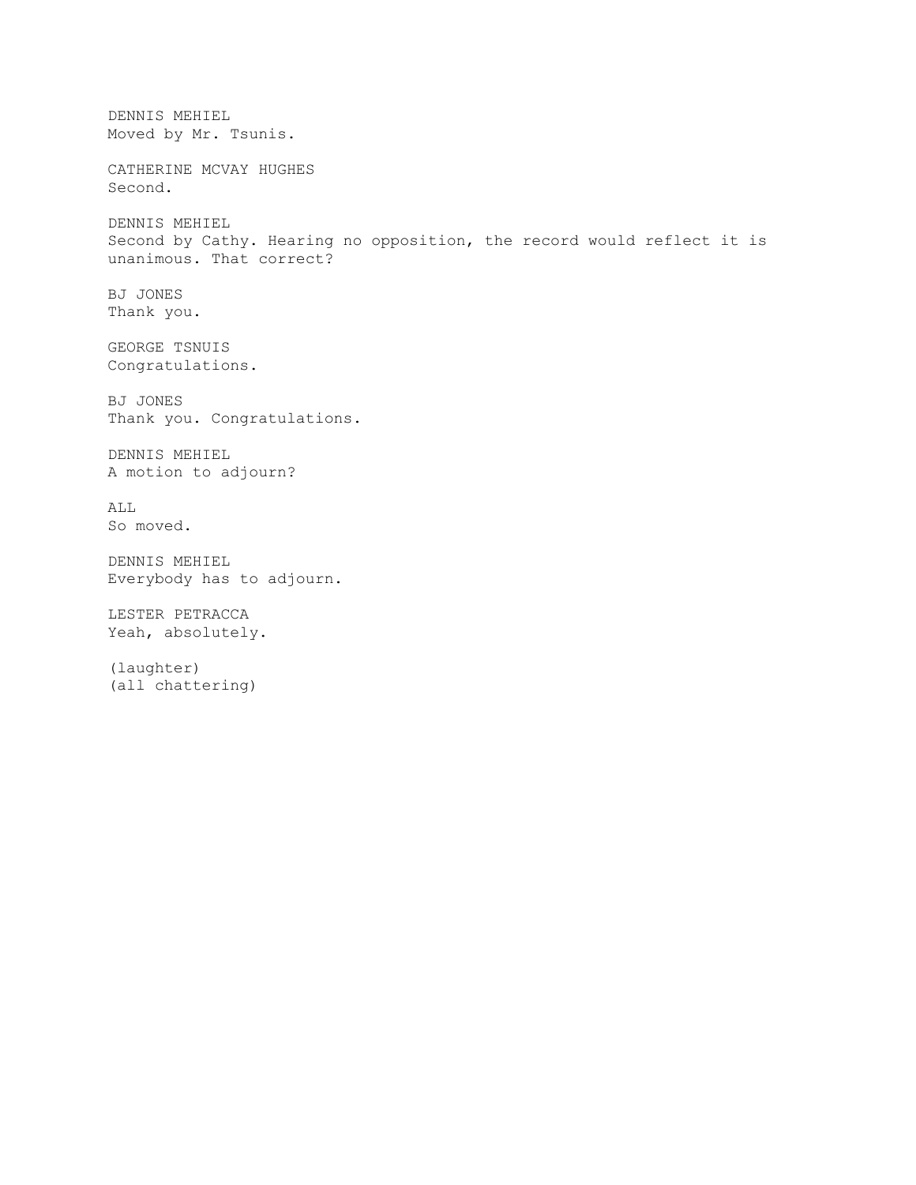DENNIS MEHIEL
Moved by Mr. Tsunis.

CATHERINE MCVAY HUGHES
Second.

DENNIS MEHIEL
Second by Cathy. Hearing no opposition, the record would reflect it is unanimous. That correct?

BJ JONES
Thank you.

GEORGE TSNUIS
Congratulations.

BJ JONES
Thank you. Congratulations.

DENNIS MEHIEL
A motion to adjourn?

ALL
So moved.

DENNIS MEHIEL
Everybody has to adjourn.

LESTER PETRACCA
Yeah, absolutely.

(laughter)
(all chattering)